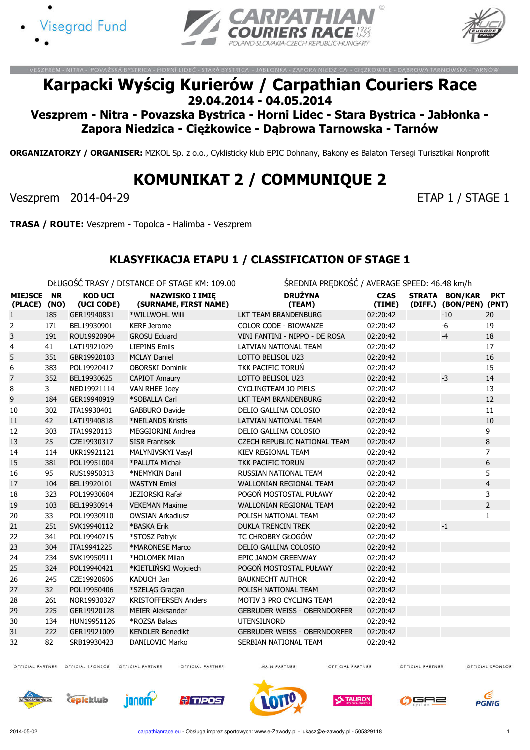VESZPRÉM - NITRA - POVAŽSKÁ BYSTRICA - HORNÍ LIDEČ - STARÁ BYSTRICA - JABŁONKA - ZAPORA NIEDZICA - CIĘŻKOWICE - DĄBROWA TARNOWSKA - TARNÓW

# Karpacki Wyścig Kurierów / Carpathian Couriers Race

## 29.04.2014 - 04.05.2014

## Veszprem - Nitra - Povazska Bystrica - Horni Lidec - Stara Bystrica - Jabłonka - Zapora Niedzica - Ciężkowice - Dąbrowa Tarnowska - Tarnów

**ORGANIZATORZY / ORGANISER:** MZKOL Sp. z o.o., Cyklisticky klub EPIC Dohnany, Bakony es Balaton Tersegi Turisztikai Nonprofit

# KOMUNIKAT 2 / COMMUNIQUE 2

Veszprem 2014-04-29 ETAP 1 / STAGE 1

**TRASA / ROUTE:** Veszprem - Topolca - Halimba - Veszprem

### KLASYFIKACJA ETAPU 1 / CLASSIFICATION OF STAGE 1

DŁUGOŚĆ TRASY / DISTANCE OF STAGE KM: 109.00 ŚREDNIA PRĘDKOŚĆ / AVERAGE SPEED: 46.48 km/h

| MIEJSCE (PLACE) | NR (NO) | KOD UCI (UCI CODE) | NAZWISKO I IMIĘ (SURNAME, FIRST NAME) | DRUŻYNA (TEAM) | CZAS (TIME) | STRATA (DIFF.) | BON/KAR (BON/PEN) | PKT (PNT) |
|---|---|---|---|---|---|---|---|---|
| 1 | 185 | GER19940831 | *WILLWOHL Willi | LKT TEAM BRANDENBURG | 02:20:42 | | -10 | 20 |
| 2 | 171 | BEL19930901 | KERF Jerome | COLOR CODE - BIOWANZE | 02:20:42 | | -6 | 19 |
| 3 | 191 | ROU19920904 | GROSU Eduard | VINI FANTINI - NIPPO - DE ROSA | 02:20:42 | | -4 | 18 |
| 4 | 41 | LAT19921029 | LIEPINS Emils | LATVIAN NATIONAL TEAM | 02:20:42 | | | 17 |
| 5 | 351 | GBR19920103 | MCLAY Daniel | LOTTO BELISOL U23 | 02:20:42 | | | 16 |
| 6 | 383 | POL19920417 | OBORSKI Dominik | TKK PACIFIC TORUŃ | 02:20:42 | | | 15 |
| 7 | 352 | BEL19930625 | CAPIOT Amaury | LOTTO BELISOL U23 | 02:20:42 | | -3 | 14 |
| 8 | 3 | NED19921114 | VAN RHEE Joey | CYCLINGTEAM JO PIELS | 02:20:42 | | | 13 |
| 9 | 184 | GER19940919 | *SOBALLA Carl | LKT TEAM BRANDENBURG | 02:20:42 | | | 12 |
| 10 | 302 | ITA19930401 | GABBURO Davide | DELIO GALLINA COLOSIO | 02:20:42 | | | 11 |
| 11 | 42 | LAT19940818 | *NEILANDS Kristis | LATVIAN NATIONAL TEAM | 02:20:42 | | | 10 |
| 12 | 303 | ITA19920113 | MEGGIORINI Andrea | DELIO GALLINA COLOSIO | 02:20:42 | | | 9 |
| 13 | 25 | CZE19930317 | SISR Frantisek | CZECH REPUBLIC NATIONAL TEAM | 02:20:42 | | | 8 |
| 14 | 114 | UKR19921121 | MALYNIVSKYI Vasyl | KIEV REGIONAL TEAM | 02:20:42 | | | 7 |
| 15 | 381 | POL19951004 | *PALUTA Michał | TKK PACIFIC TORUŃ | 02:20:42 | | | 6 |
| 16 | 95 | RUS19950313 | *NEMYKIN Danil | RUSSIAN NATIONAL TEAM | 02:20:42 | | | 5 |
| 17 | 104 | BEL19920101 | WASTYN Emiel | WALLONIAN REGIONAL TEAM | 02:20:42 | | | 4 |
| 18 | 323 | POL19930604 | JEZIORSKI Rafał | POGOŃ MOSTOSTAL PUŁAWY | 02:20:42 | | | 3 |
| 19 | 103 | BEL19930914 | VEKEMAN Maxime | WALLONIAN REGIONAL TEAM | 02:20:42 | | | 2 |
| 20 | 33 | POL19930910 | OWSIAN Arkadiusz | POLISH NATIONAL TEAM | 02:20:42 | | | 1 |
| 21 | 251 | SVK19940112 | *BASKA Erik | DUKLA TRENCIN TREK | 02:20:42 | | -1 | |
| 22 | 341 | POL19940715 | *STOSZ Patryk | TC CHROBRY GŁOGÓW | 02:20:42 | | | |
| 23 | 304 | ITA19941225 | *MARONESE Marco | DELIO GALLINA COLOSIO | 02:20:42 | | | |
| 24 | 234 | SVK19950911 | *HOLOMEK Milan | EPIC JANOM GREENWAY | 02:20:42 | | | |
| 25 | 324 | POL19940421 | *KIETLIŃSKI Wojciech | POGOŃ MOSTOSTAL PUŁAWY | 02:20:42 | | | |
| 26 | 245 | CZE19920606 | KADUCH Jan | BAUKNECHT AUTHOR | 02:20:42 | | | |
| 27 | 32 | POL19950406 | *SZELĄG Gracjan | POLISH NATIONAL TEAM | 02:20:42 | | | |
| 28 | 261 | NOR19930327 | KRISTOFFERSEN Anders | MOTIV 3 PRO CYCLING TEAM | 02:20:42 | | | |
| 29 | 225 | GER19920128 | MEIER Aleksander | GEBRUDER WEISS - OBERNDORFER | 02:20:42 | | | |
| 30 | 134 | HUN19951126 | *ROZSA Balazs | UTENSILNORD | 02:20:42 | | | |
| 31 | 222 | GER19921009 | KENDLER Benedikt | GEBRUDER WEISS - OBERNDORFER | 02:20:42 | | | |
| 32 | 82 | SRB19930423 | DANILOVIC Marko | SERBIAN NATIONAL TEAM | 02:20:42 | | | |

2014-05-02 carpathianrace.eu - Obsługa imprez sportowych: www.e-Zawody.pl - lukasz@e-zawody.pl - 505329118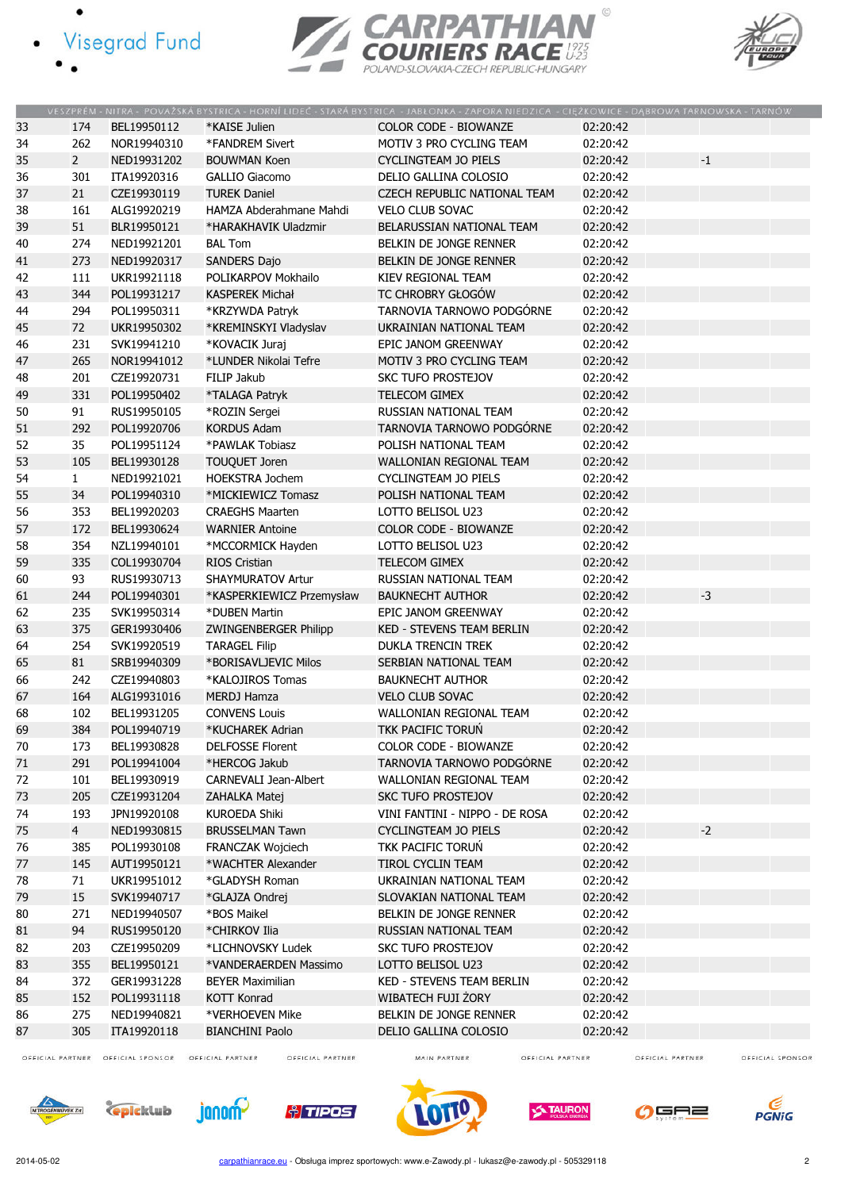VESZPRÉM - NITRA - POVAŽSKÁ BYSTRICA - HORNÍ LIDEČ - STARÁ BYSTRICA - JABŁONKA - ZAPORA NIEDZICA - CIĘŻKOWICE - DĄBROWA TARNOWSKA - TARNÓW

| | | | | | | | |
|---|---|---|---|---|---|---|---|
| 33 | 174 | BEL19950112 | *KAISE Julien | COLOR CODE - BIOWANZE | 02:20:42 | | |
| 34 | 262 | NOR19940310 | *FANDREM Sivert | MOTIV 3 PRO CYCLING TEAM | 02:20:42 | | |
| 35 | 2 | NED19931202 | BOUWMAN Koen | CYCLINGTEAM JO PIELS | 02:20:42 | -1 | |
| 36 | 301 | ITA19920316 | GALLIO Giacomo | DELIO GALLINA COLOSIO | 02:20:42 | | |
| 37 | 21 | CZE19930119 | TUREK Daniel | CZECH REPUBLIC NATIONAL TEAM | 02:20:42 | | |
| 38 | 161 | ALG19920219 | HAMZA Abderahmane Mahdi | VELO CLUB SOVAC | 02:20:42 | | |
| 39 | 51 | BLR19950121 | *HARAKHAVIK Uladzmir | BELARUSSIAN NATIONAL TEAM | 02:20:42 | | |
| 40 | 274 | NED19921201 | BAL Tom | BELKIN DE JONGE RENNER | 02:20:42 | | |
| 41 | 273 | NED19920317 | SANDERS Dajo | BELKIN DE JONGE RENNER | 02:20:42 | | |
| 42 | 111 | UKR19921118 | POLIKARPOV Mokhailo | KIEV REGIONAL TEAM | 02:20:42 | | |
| 43 | 344 | POL19931217 | KASPEREK Michał | TC CHROBRY GŁOGÓW | 02:20:42 | | |
| 44 | 294 | POL19950311 | *KRZYWDA Patryk | TARNOVIA TARNOWO PODGÓRNE | 02:20:42 | | |
| 45 | 72 | UKR19950302 | *KREMINSKYI Vladyslav | UKRAINIAN NATIONAL TEAM | 02:20:42 | | |
| 46 | 231 | SVK19941210 | *KOVACIK Juraj | EPIC JANOM GREENWAY | 02:20:42 | | |
| 47 | 265 | NOR19941012 | *LUNDER Nikolai Tefre | MOTIV 3 PRO CYCLING TEAM | 02:20:42 | | |
| 48 | 201 | CZE19920731 | FILIP Jakub | SKC TUFO PROSTEJOV | 02:20:42 | | |
| 49 | 331 | POL19950402 | *TALAGA Patryk | TELECOM GIMEX | 02:20:42 | | |
| 50 | 91 | RUS19950105 | *ROZIN Sergei | RUSSIAN NATIONAL TEAM | 02:20:42 | | |
| 51 | 292 | POL19920706 | KORDUS Adam | TARNOVIA TARNOWO PODGÓRNE | 02:20:42 | | |
| 52 | 35 | POL19951124 | *PAWLAK Tobiasz | POLISH NATIONAL TEAM | 02:20:42 | | |
| 53 | 105 | BEL19930128 | TOUQUET Joren | WALLONIAN REGIONAL TEAM | 02:20:42 | | |
| 54 | 1 | NED19921021 | HOEKSTRA Jochem | CYCLINGTEAM JO PIELS | 02:20:42 | | |
| 55 | 34 | POL19940310 | *MICKIEWICZ Tomasz | POLISH NATIONAL TEAM | 02:20:42 | | |
| 56 | 353 | BEL19920203 | CRAEGHS Maarten | LOTTO BELISOL U23 | 02:20:42 | | |
| 57 | 172 | BEL19930624 | WARNIER Antoine | COLOR CODE - BIOWANZE | 02:20:42 | | |
| 58 | 354 | NZL19940101 | *MCCORMICK Hayden | LOTTO BELISOL U23 | 02:20:42 | | |
| 59 | 335 | COL19930704 | RIOS Cristian | TELECOM GIMEX | 02:20:42 | | |
| 60 | 93 | RUS19930713 | SHAYMURATOV Artur | RUSSIAN NATIONAL TEAM | 02:20:42 | | |
| 61 | 244 | POL19940301 | *KASPERKIEWICZ Przemysław | BAUKNECHT AUTHOR | 02:20:42 | -3 | |
| 62 | 235 | SVK19950314 | *DUBEN Martin | EPIC JANOM GREENWAY | 02:20:42 | | |
| 63 | 375 | GER19930406 | ZWINGENBERGER Philipp | KED - STEVENS TEAM BERLIN | 02:20:42 | | |
| 64 | 254 | SVK19920519 | TARAGEL Filip | DUKLA TRENCIN TREK | 02:20:42 | | |
| 65 | 81 | SRB19940309 | *BORISAVLJEVIC Milos | SERBIAN NATIONAL TEAM | 02:20:42 | | |
| 66 | 242 | CZE19940803 | *KALOJIROS Tomas | BAUKNECHT AUTHOR | 02:20:42 | | |
| 67 | 164 | ALG19931016 | MERDJ Hamza | VELO CLUB SOVAC | 02:20:42 | | |
| 68 | 102 | BEL19931205 | CONVENS Louis | WALLONIAN REGIONAL TEAM | 02:20:42 | | |
| 69 | 384 | POL19940719 | *KUCHAREK Adrian | TKK PACIFIC TORUŃ | 02:20:42 | | |
| 70 | 173 | BEL19930828 | DELFOSSE Florent | COLOR CODE - BIOWANZE | 02:20:42 | | |
| 71 | 291 | POL19941004 | *HERCOG Jakub | TARNOVIA TARNOWO PODGÓRNE | 02:20:42 | | |
| 72 | 101 | BEL19930919 | CARNEVALI Jean-Albert | WALLONIAN REGIONAL TEAM | 02:20:42 | | |
| 73 | 205 | CZE19931204 | ZAHALKA Matej | SKC TUFO PROSTEJOV | 02:20:42 | | |
| 74 | 193 | JPN19920108 | KUROEDA Shiki | VINI FANTINI - NIPPO - DE ROSA | 02:20:42 | | |
| 75 | 4 | NED19930815 | BRUSSELMAN Tawn | CYCLINGTEAM JO PIELS | 02:20:42 | -2 | |
| 76 | 385 | POL19930108 | FRANCZAK Wojciech | TKK PACIFIC TORUŃ | 02:20:42 | | |
| 77 | 145 | AUT19950121 | *WACHTER Alexander | TIROL CYCLIN TEAM | 02:20:42 | | |
| 78 | 71 | UKR19951012 | *GLADYSH Roman | UKRAINIAN NATIONAL TEAM | 02:20:42 | | |
| 79 | 15 | SVK19940717 | *GLAJZA Ondrej | SLOVAKIAN NATIONAL TEAM | 02:20:42 | | |
| 80 | 271 | NED19940507 | *BOS Maikel | BELKIN DE JONGE RENNER | 02:20:42 | | |
| 81 | 94 | RUS19950120 | *CHIRKOV Ilia | RUSSIAN NATIONAL TEAM | 02:20:42 | | |
| 82 | 203 | CZE19950209 | *LICHNOVSKY Ludek | SKC TUFO PROSTEJOV | 02:20:42 | | |
| 83 | 355 | BEL19950121 | *VANDERAERDEN Massimo | LOTTO BELISOL U23 | 02:20:42 | | |
| 84 | 372 | GER19931228 | BEYER Maximilian | KED - STEVENS TEAM BERLIN | 02:20:42 | | |
| 85 | 152 | POL19931118 | KOTT Konrad | WIBATECH FUJI ŻORY | 02:20:42 | | |
| 86 | 275 | NED19940821 | *VERHOEVEN Mike | BELKIN DE JONGE RENNER | 02:20:42 | | |
| 87 | 305 | ITA19920118 | BIANCHINI Paolo | DELIO GALLINA COLOSIO | 02:20:42 | | |

2014-05-02 carpathianrace.eu - Obsługa imprez sportowych: www.e-Zawody.pl - lukasz@e-zawody.pl - 505329118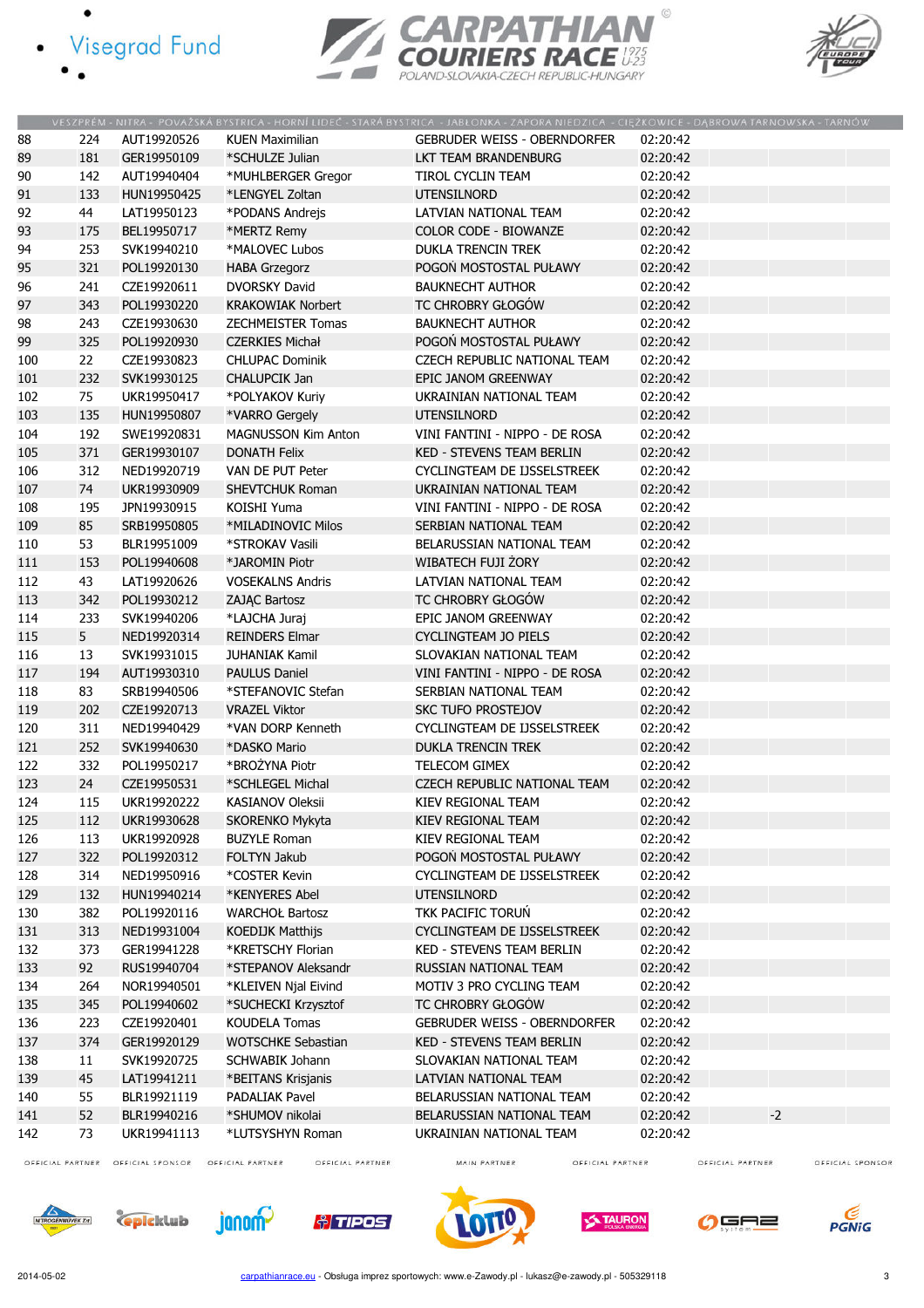|  |  |  |  |  |  |  |  |  |
|---|---|---|---|---|---|---|---|---|
| 88 | 224 | AUT19920526 | KUEN Maximilian | GEBRUDER WEISS - OBERNDORFER | 02:20:42 |  |  |  |
| 89 | 181 | GER19950109 | *SCHULZE Julian | LKT TEAM BRANDENBURG | 02:20:42 |  |  |  |
| 90 | 142 | AUT19940404 | *MUHLBERGER Gregor | TIROL CYCLIN TEAM | 02:20:42 |  |  |  |
| 91 | 133 | HUN19950425 | *LENGYEL Zoltan | UTENSILNORD | 02:20:42 |  |  |  |
| 92 | 44 | LAT19950123 | *PODANS Andrejs | LATVIAN NATIONAL TEAM | 02:20:42 |  |  |  |
| 93 | 175 | BEL19950717 | *MERTZ Remy | COLOR CODE - BIOWANZE | 02:20:42 |  |  |  |
| 94 | 253 | SVK19940210 | *MALOVEC Lubos | DUKLA TRENCIN TREK | 02:20:42 |  |  |  |
| 95 | 321 | POL19920130 | HABA Grzegorz | POGOŃ MOSTOSTAL PUŁAWY | 02:20:42 |  |  |  |
| 96 | 241 | CZE19920611 | DVORSKY David | BAUKNECHT AUTHOR | 02:20:42 |  |  |  |
| 97 | 343 | POL19930220 | KRAKOWIAK Norbert | TC CHROBRY GŁOGÓW | 02:20:42 |  |  |  |
| 98 | 243 | CZE19930630 | ZECHMEISTER Tomas | BAUKNECHT AUTHOR | 02:20:42 |  |  |  |
| 99 | 325 | POL19920930 | CZERKIES Michał | POGOŃ MOSTOSTAL PUŁAWY | 02:20:42 |  |  |  |
| 100 | 22 | CZE19930823 | CHLUPAC Dominik | CZECH REPUBLIC NATIONAL TEAM | 02:20:42 |  |  |  |
| 101 | 232 | SVK19930125 | CHALUPCIK Jan | EPIC JANOM GREENWAY | 02:20:42 |  |  |  |
| 102 | 75 | UKR19950417 | *POLYAKOV Kuriy | UKRAINIAN NATIONAL TEAM | 02:20:42 |  |  |  |
| 103 | 135 | HUN19950807 | *VARRO Gergely | UTENSILNORD | 02:20:42 |  |  |  |
| 104 | 192 | SWE19920831 | MAGNUSSON Kim Anton | VINI FANTINI - NIPPO - DE ROSA | 02:20:42 |  |  |  |
| 105 | 371 | GER19930107 | DONATH Felix | KED - STEVENS TEAM BERLIN | 02:20:42 |  |  |  |
| 106 | 312 | NED19920719 | VAN DE PUT Peter | CYCLINGTEAM DE IJSSELSTREEK | 02:20:42 |  |  |  |
| 107 | 74 | UKR19930909 | SHEVTCHUK Roman | UKRAINIAN NATIONAL TEAM | 02:20:42 |  |  |  |
| 108 | 195 | JPN19930915 | KOISHI Yuma | VINI FANTINI - NIPPO - DE ROSA | 02:20:42 |  |  |  |
| 109 | 85 | SRB19950805 | *MILADINOVIC Milos | SERBIAN NATIONAL TEAM | 02:20:42 |  |  |  |
| 110 | 53 | BLR19951009 | *STROKAV Vasili | BELARUSSIAN NATIONAL TEAM | 02:20:42 |  |  |  |
| 111 | 153 | POL19940608 | *JAROMIN Piotr | WIBATECH FUJI ŻORY | 02:20:42 |  |  |  |
| 112 | 43 | LAT19920626 | VOSEKALNS Andris | LATVIAN NATIONAL TEAM | 02:20:42 |  |  |  |
| 113 | 342 | POL19930212 | ZAJĄC Bartosz | TC CHROBRY GŁOGÓW | 02:20:42 |  |  |  |
| 114 | 233 | SVK19940206 | *LAJCHA Juraj | EPIC JANOM GREENWAY | 02:20:42 |  |  |  |
| 115 | 5 | NED19920314 | REINDERS Elmar | CYCLINGTEAM JO PIELS | 02:20:42 |  |  |  |
| 116 | 13 | SVK19931015 | JUHANIAK Kamil | SLOVAKIAN NATIONAL TEAM | 02:20:42 |  |  |  |
| 117 | 194 | AUT19930310 | PAULUS Daniel | VINI FANTINI - NIPPO - DE ROSA | 02:20:42 |  |  |  |
| 118 | 83 | SRB19940506 | *STEFANOVIC Stefan | SERBIAN NATIONAL TEAM | 02:20:42 |  |  |  |
| 119 | 202 | CZE19920713 | VRAZEL Viktor | SKC TUFO PROSTEJOV | 02:20:42 |  |  |  |
| 120 | 311 | NED19940429 | *VAN DORP Kenneth | CYCLINGTEAM DE IJSSELSTREEK | 02:20:42 |  |  |  |
| 121 | 252 | SVK19940630 | *DASKO Mario | DUKLA TRENCIN TREK | 02:20:42 |  |  |  |
| 122 | 332 | POL19950217 | *BROŻYNA Piotr | TELECOM GIMEX | 02:20:42 |  |  |  |
| 123 | 24 | CZE19950531 | *SCHLEGEL Michal | CZECH REPUBLIC NATIONAL TEAM | 02:20:42 |  |  |  |
| 124 | 115 | UKR19920222 | KASIANOV Oleksii | KIEV REGIONAL TEAM | 02:20:42 |  |  |  |
| 125 | 112 | UKR19930628 | SKORENKO Mykyta | KIEV REGIONAL TEAM | 02:20:42 |  |  |  |
| 126 | 113 | UKR19920928 | BUZYLE Roman | KIEV REGIONAL TEAM | 02:20:42 |  |  |  |
| 127 | 322 | POL19920312 | FOLTYN Jakub | POGOŃ MOSTOSTAL PUŁAWY | 02:20:42 |  |  |  |
| 128 | 314 | NED19950916 | *COSTER Kevin | CYCLINGTEAM DE IJSSELSTREEK | 02:20:42 |  |  |  |
| 129 | 132 | HUN19940214 | *KENYERES Abel | UTENSILNORD | 02:20:42 |  |  |  |
| 130 | 382 | POL19920116 | WARCHOŁ Bartosz | TKK PACIFIC TORUŃ | 02:20:42 |  |  |  |
| 131 | 313 | NED19931004 | KOEDIJK Matthijs | CYCLINGTEAM DE IJSSELSTREEK | 02:20:42 |  |  |  |
| 132 | 373 | GER19941228 | *KRETSCHY Florian | KED - STEVENS TEAM BERLIN | 02:20:42 |  |  |  |
| 133 | 92 | RUS19940704 | *STEPANOV Aleksandr | RUSSIAN NATIONAL TEAM | 02:20:42 |  |  |  |
| 134 | 264 | NOR19940501 | *KLEIVEN Njal Eivind | MOTIV 3 PRO CYCLING TEAM | 02:20:42 |  |  |  |
| 135 | 345 | POL19940602 | *SUCHECKI Krzysztof | TC CHROBRY GŁOGÓW | 02:20:42 |  |  |  |
| 136 | 223 | CZE19920401 | KOUDELA Tomas | GEBRUDER WEISS - OBERNDORFER | 02:20:42 |  |  |  |
| 137 | 374 | GER19920129 | WOTSCHKE Sebastian | KED - STEVENS TEAM BERLIN | 02:20:42 |  |  |  |
| 138 | 11 | SVK19920725 | SCHWABIK Johann | SLOVAKIAN NATIONAL TEAM | 02:20:42 |  |  |  |
| 139 | 45 | LAT19941211 | *BEITANS Krisjanis | LATVIAN NATIONAL TEAM | 02:20:42 |  |  |  |
| 140 | 55 | BLR19921119 | PADALIAK Pavel | BELARUSSIAN NATIONAL TEAM | 02:20:42 |  |  |  |
| 141 | 52 | BLR19940216 | *SHUMOV nikolai | BELARUSSIAN NATIONAL TEAM | 02:20:42 |  | -2 |  |
| 142 | 73 | UKR19941113 | *LUTSYSHYN Roman | UKRAINIAN NATIONAL TEAM | 02:20:42 |  |  |  |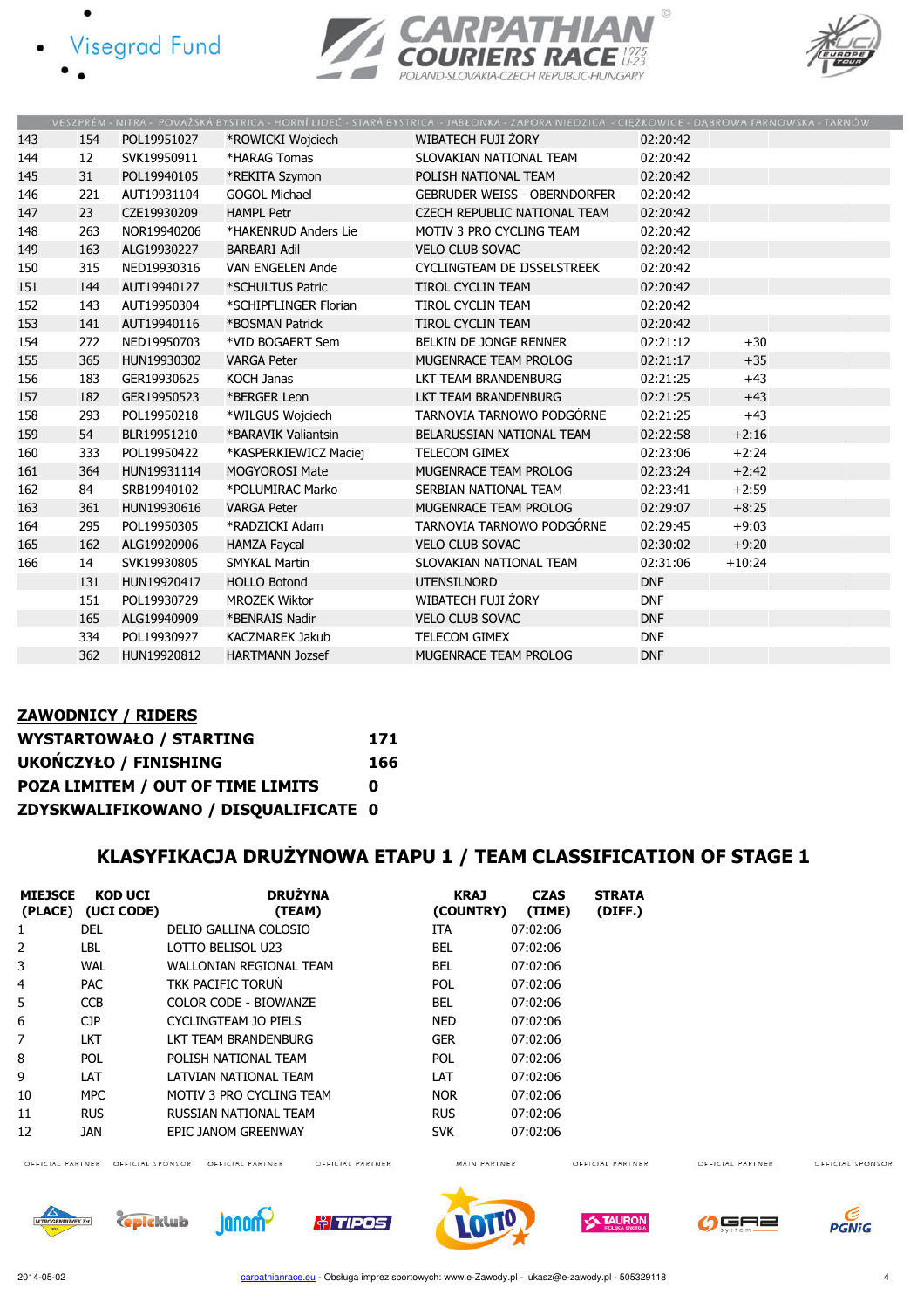| | | | | | | |
|---|---|---|---|---|---|---|
| 143 | 154 | POL19951027 | *ROWICKI Wojciech | WIBATECH FUJI ŻORY | 02:20:42 | |
| 144 | 12 | SVK19950911 | *HARAG Tomas | SLOVAKIAN NATIONAL TEAM | 02:20:42 | |
| 145 | 31 | POL19940105 | *REKITA Szymon | POLISH NATIONAL TEAM | 02:20:42 | |
| 146 | 221 | AUT19931104 | GOGOL Michael | GEBRUDER WEISS - OBERNDORFER | 02:20:42 | |
| 147 | 23 | CZE19930209 | HAMPL Petr | CZECH REPUBLIC NATIONAL TEAM | 02:20:42 | |
| 148 | 263 | NOR19940206 | *HAKENRUD Anders Lie | MOTIV 3 PRO CYCLING TEAM | 02:20:42 | |
| 149 | 163 | ALG19930227 | BARBARI Adil | VELO CLUB SOVAC | 02:20:42 | |
| 150 | 315 | NED19930316 | VAN ENGELEN Ande | CYCLINGTEAM DE IJSSELSTREEK | 02:20:42 | |
| 151 | 144 | AUT19940127 | *SCHULTUS Patric | TIROL CYCLIN TEAM | 02:20:42 | |
| 152 | 143 | AUT19950304 | *SCHIPFLINGER Florian | TIROL CYCLIN TEAM | 02:20:42 | |
| 153 | 141 | AUT19940116 | *BOSMAN Patrick | TIROL CYCLIN TEAM | 02:20:42 | |
| 154 | 272 | NED19950703 | *VID BOGAERT Sem | BELKIN DE JONGE RENNER | 02:21:12 | +30 |
| 155 | 365 | HUN19930302 | VARGA Peter | MUGENRACE TEAM PROLOG | 02:21:17 | +35 |
| 156 | 183 | GER19930625 | KOCH Janas | LKT TEAM BRANDENBURG | 02:21:25 | +43 |
| 157 | 182 | GER19950523 | *BERGER Leon | LKT TEAM BRANDENBURG | 02:21:25 | +43 |
| 158 | 293 | POL19950218 | *WILGUS Wojciech | TARNOVIA TARNOWO PODGÓRNE | 02:21:25 | +43 |
| 159 | 54 | BLR19951210 | *BARAVIK Valiantsin | BELARUSSIAN NATIONAL TEAM | 02:22:58 | +2:16 |
| 160 | 333 | POL19950422 | *KASPERKIEWICZ Maciej | TELECOM GIMEX | 02:23:06 | +2:24 |
| 161 | 364 | HUN19931114 | MOGYOROSI Mate | MUGENRACE TEAM PROLOG | 02:23:24 | +2:42 |
| 162 | 84 | SRB19940102 | *POLUMIRAC Marko | SERBIAN NATIONAL TEAM | 02:23:41 | +2:59 |
| 163 | 361 | HUN19930616 | VARGA Peter | MUGENRACE TEAM PROLOG | 02:29:07 | +8:25 |
| 164 | 295 | POL19950305 | *RADZICKI Adam | TARNOVIA TARNOWO PODGÓRNE | 02:29:45 | +9:03 |
| 165 | 162 | ALG19920906 | HAMZA Faycal | VELO CLUB SOVAC | 02:30:02 | +9:20 |
| 166 | 14 | SVK19930805 | SMYKAL Martin | SLOVAKIAN NATIONAL TEAM | 02:31:06 | +10:24 |
| | 131 | HUN19920417 | HOLLO Botond | UTENSILNORD | DNF | |
| | 151 | POL19930729 | MROZEK Wiktor | WIBATECH FUJI ŻORY | DNF | |
| | 165 | ALG19940909 | *BENRAIS Nadir | VELO CLUB SOVAC | DNF | |
| | 334 | POL19930927 | KACZMAREK Jakub | TELECOM GIMEX | DNF | |
| | 362 | HUN19920812 | HARTMANN Jozsef | MUGENRACE TEAM PROLOG | DNF | |

**ZAWODNICY / RIDERS**

| | |
|---|---|
| **WYSTARTOWAŁO / STARTING** | **171** |
| **UKOŃCZYŁO / FINISHING** | **166** |
| **POZA LIMITEM / OUT OF TIME LIMITS** | **0** |
| **ZDYSKWALIFIKOWANO / DISQUALIFICATE** | **0** |

## KLASYFIKACJA DRUŻYNOWA ETAPU 1 / TEAM CLASSIFICATION OF STAGE 1

| MIEJSCE (PLACE) | KOD UCI (UCI CODE) | DRUŻYNA (TEAM) | KRAJ (COUNTRY) | CZAS (TIME) | STRATA (DIFF.) |
|---|---|---|---|---|---|
| 1 | DEL | DELIO GALLINA COLOSIO | ITA | 07:02:06 | |
| 2 | LBL | LOTTO BELISOL U23 | BEL | 07:02:06 | |
| 3 | WAL | WALLONIAN REGIONAL TEAM | BEL | 07:02:06 | |
| 4 | PAC | TKK PACIFIC TORUŃ | POL | 07:02:06 | |
| 5 | CCB | COLOR CODE - BIOWANZE | BEL | 07:02:06 | |
| 6 | CJP | CYCLINGTEAM JO PIELS | NED | 07:02:06 | |
| 7 | LKT | LKT TEAM BRANDENBURG | GER | 07:02:06 | |
| 8 | POL | POLISH NATIONAL TEAM | POL | 07:02:06 | |
| 9 | LAT | LATVIAN NATIONAL TEAM | LAT | 07:02:06 | |
| 10 | MPC | MOTIV 3 PRO CYCLING TEAM | NOR | 07:02:06 | |
| 11 | RUS | RUSSIAN NATIONAL TEAM | RUS | 07:02:06 | |
| 12 | JAN | EPIC JANOM GREENWAY | SVK | 07:02:06 | |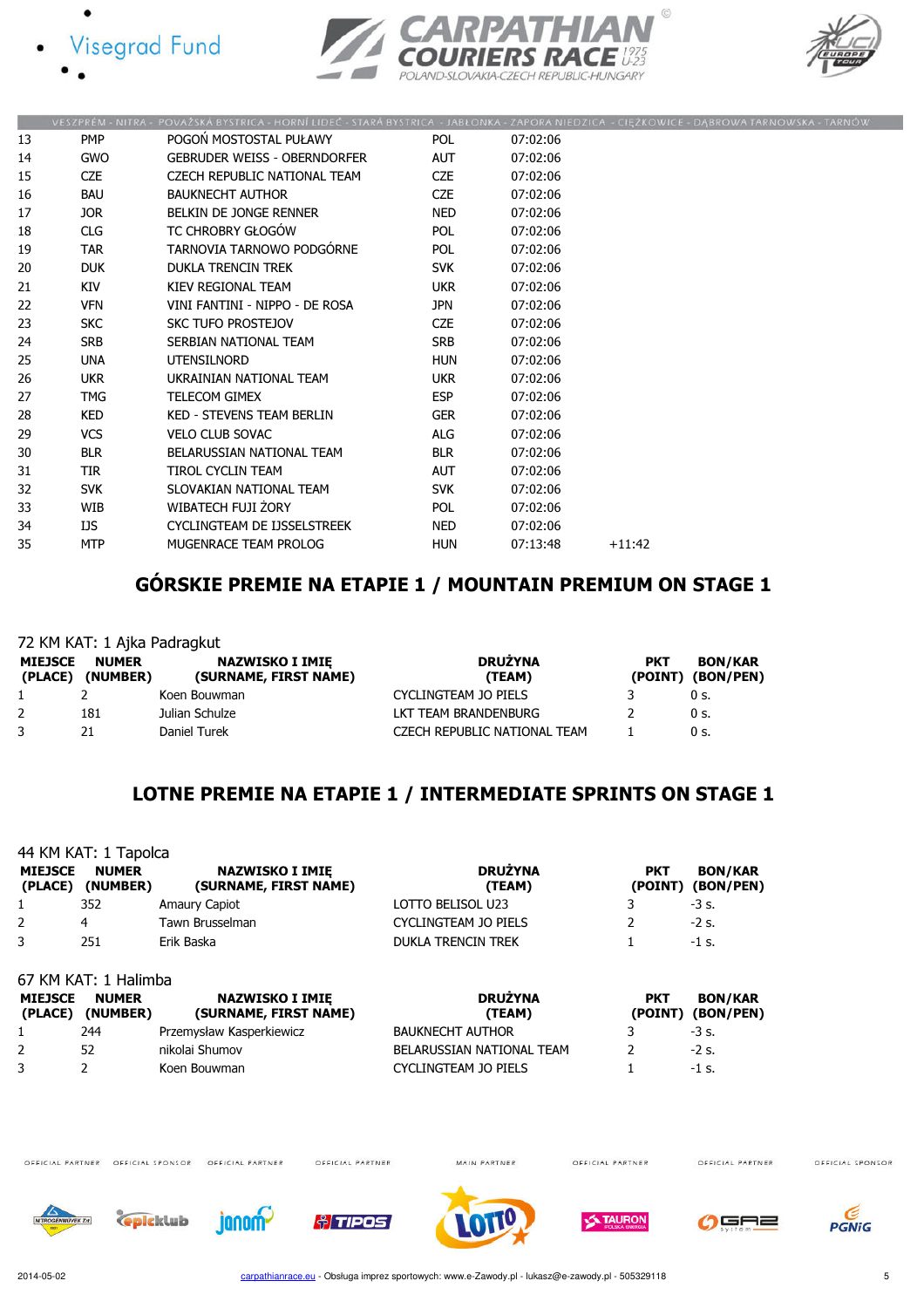| | | | | | |
|---|---|---|---|---|---|
| 13 | PMP | POGOŃ MOSTOSTAL PUŁAWY | POL | 07:02:06 | |
| 14 | GWO | GEBRUDER WEISS - OBERNDORFER | AUT | 07:02:06 | |
| 15 | CZE | CZECH REPUBLIC NATIONAL TEAM | CZE | 07:02:06 | |
| 16 | BAU | BAUKNECHT AUTHOR | CZE | 07:02:06 | |
| 17 | JOR | BELKIN DE JONGE RENNER | NED | 07:02:06 | |
| 18 | CLG | TC CHROBRY GŁOGÓW | POL | 07:02:06 | |
| 19 | TAR | TARNOVIA TARNOWO PODGÓRNE | POL | 07:02:06 | |
| 20 | DUK | DUKLA TRENCIN TREK | SVK | 07:02:06 | |
| 21 | KIV | KIEV REGIONAL TEAM | UKR | 07:02:06 | |
| 22 | VFN | VINI FANTINI - NIPPO - DE ROSA | JPN | 07:02:06 | |
| 23 | SKC | SKC TUFO PROSTEJOV | CZE | 07:02:06 | |
| 24 | SRB | SERBIAN NATIONAL TEAM | SRB | 07:02:06 | |
| 25 | UNA | UTENSILNORD | HUN | 07:02:06 | |
| 26 | UKR | UKRAINIAN NATIONAL TEAM | UKR | 07:02:06 | |
| 27 | TMG | TELECOM GIMEX | ESP | 07:02:06 | |
| 28 | KED | KED - STEVENS TEAM BERLIN | GER | 07:02:06 | |
| 29 | VCS | VELO CLUB SOVAC | ALG | 07:02:06 | |
| 30 | BLR | BELARUSSIAN NATIONAL TEAM | BLR | 07:02:06 | |
| 31 | TIR | TIROL CYCLIN TEAM | AUT | 07:02:06 | |
| 32 | SVK | SLOVAKIAN NATIONAL TEAM | SVK | 07:02:06 | |
| 33 | WIB | WIBATECH FUJI ŻORY | POL | 07:02:06 | |
| 34 | IJS | CYCLINGTEAM DE IJSSELSTREEK | NED | 07:02:06 | |
| 35 | MTP | MUGENRACE TEAM PROLOG | HUN | 07:13:48 | +11:42 |

## GÓRSKIE PREMIE NA ETAPIE 1 / MOUNTAIN PREMIUM ON STAGE 1

72 KM KAT: 1 Ajka Padragkut

| MIEJSCE (PLACE) | NUMER (NUMBER) | NAZWISKO I IMIĘ (SURNAME, FIRST NAME) | DRUŻYNA (TEAM) | PKT (POINT) | BON/KAR (BON/PEN) |
|---|---|---|---|---|---|
| 1 | 2 | Koen Bouwman | CYCLINGTEAM JO PIELS | 3 | 0 s. |
| 2 | 181 | Julian Schulze | LKT TEAM BRANDENBURG | 2 | 0 s. |
| 3 | 21 | Daniel Turek | CZECH REPUBLIC NATIONAL TEAM | 1 | 0 s. |

## LOTNE PREMIE NA ETAPIE 1 / INTERMEDIATE SPRINTS ON STAGE 1

44 KM KAT: 1 Tapolca

| MIEJSCE (PLACE) | NUMER (NUMBER) | NAZWISKO I IMIĘ (SURNAME, FIRST NAME) | DRUŻYNA (TEAM) | PKT (POINT) | BON/KAR (BON/PEN) |
|---|---|---|---|---|---|
| 1 | 352 | Amaury Capiot | LOTTO BELISOL U23 | 3 | -3 s. |
| 2 | 4 | Tawn Brusselman | CYCLINGTEAM JO PIELS | 2 | -2 s. |
| 3 | 251 | Erik Baska | DUKLA TRENCIN TREK | 1 | -1 s. |

67 KM KAT: 1 Halimba

| MIEJSCE (PLACE) | NUMER (NUMBER) | NAZWISKO I IMIĘ (SURNAME, FIRST NAME) | DRUŻYNA (TEAM) | PKT (POINT) | BON/KAR (BON/PEN) |
|---|---|---|---|---|---|
| 1 | 244 | Przemysław Kasperkiewicz | BAUKNECHT AUTHOR | 3 | -3 s. |
| 2 | 52 | nikolai Shumov | BELARUSSIAN NATIONAL TEAM | 2 | -2 s. |
| 3 | 2 | Koen Bouwman | CYCLINGTEAM JO PIELS | 1 | -1 s. |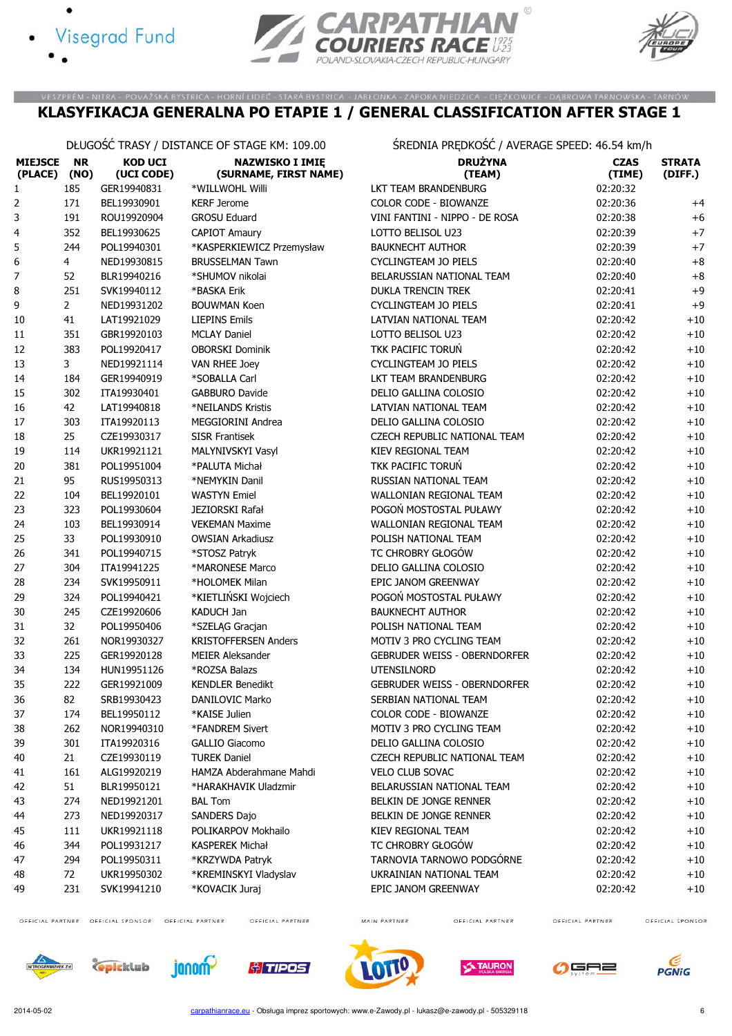VESZPRÉM - NITRA - POVAŽSKÁ BYSTRICA - HORNÍ LIDEČ - STARÁ BYSTRICA - JABŁONKA - ZAPORA NIEDZICA - CIĘŻKOWICE - DĄBROWA TARNOWSKA - TARNÓW

# KLASYFIKACJA GENERALNA PO ETAPIE 1 / GENERAL CLASSIFICATION AFTER STAGE 1

DŁUGOŚĆ TRASY / DISTANCE OF STAGE KM: 109.00 ŚREDNIA PRĘDKOŚĆ / AVERAGE SPEED: 46.54 km/h

| MIEJSCE (PLACE) | NR (NO) | KOD UCI (UCI CODE) | NAZWISKO I IMIĘ (SURNAME, FIRST NAME) | DRUŻYNA (TEAM) | CZAS (TIME) | STRATA (DIFF.) |
|---|---|---|---|---|---|---|
| 1 | 185 | GER19940831 | *WILLWOHL Willi | LKT TEAM BRANDENBURG | 02:20:32 | |
| 2 | 171 | BEL19930901 | KERF Jerome | COLOR CODE - BIOWANZE | 02:20:36 | +4 |
| 3 | 191 | ROU19920904 | GROSU Eduard | VINI FANTINI - NIPPO - DE ROSA | 02:20:38 | +6 |
| 4 | 352 | BEL19930625 | CAPIOT Amaury | LOTTO BELISOL U23 | 02:20:39 | +7 |
| 5 | 244 | POL19940301 | *KASPERKIEWICZ Przemysław | BAUKNECHT AUTHOR | 02:20:39 | +7 |
| 6 | 4 | NED19930815 | BRUSSELMAN Tawn | CYCLINGTEAM JO PIELS | 02:20:40 | +8 |
| 7 | 52 | BLR19940216 | *SHUMOV nikolai | BELARUSSIAN NATIONAL TEAM | 02:20:40 | +8 |
| 8 | 251 | SVK19940112 | *BASKA Erik | DUKLA TRENCIN TREK | 02:20:41 | +9 |
| 9 | 2 | NED19931202 | BOUWMAN Koen | CYCLINGTEAM JO PIELS | 02:20:41 | +9 |
| 10 | 41 | LAT19921029 | LIEPINS Emils | LATVIAN NATIONAL TEAM | 02:20:42 | +10 |
| 11 | 351 | GBR19920103 | MCLAY Daniel | LOTTO BELISOL U23 | 02:20:42 | +10 |
| 12 | 383 | POL19920417 | OBORSKI Dominik | TKK PACIFIC TORUŃ | 02:20:42 | +10 |
| 13 | 3 | NED19921114 | VAN RHEE Joey | CYCLINGTEAM JO PIELS | 02:20:42 | +10 |
| 14 | 184 | GER19940919 | *SOBALLA Carl | LKT TEAM BRANDENBURG | 02:20:42 | +10 |
| 15 | 302 | ITA19930401 | GABBURO Davide | DELIO GALLINA COLOSIO | 02:20:42 | +10 |
| 16 | 42 | LAT19940818 | *NEILANDS Kristis | LATVIAN NATIONAL TEAM | 02:20:42 | +10 |
| 17 | 303 | ITA19920113 | MEGGIORINI Andrea | DELIO GALLINA COLOSIO | 02:20:42 | +10 |
| 18 | 25 | CZE19930317 | SISR Frantisek | CZECH REPUBLIC NATIONAL TEAM | 02:20:42 | +10 |
| 19 | 114 | UKR19921121 | MALYNIVSKYI Vasyl | KIEV REGIONAL TEAM | 02:20:42 | +10 |
| 20 | 381 | POL19951004 | *PALUTA Michał | TKK PACIFIC TORUŃ | 02:20:42 | +10 |
| 21 | 95 | RUS19950313 | *NEMYKIN Danil | RUSSIAN NATIONAL TEAM | 02:20:42 | +10 |
| 22 | 104 | BEL19920101 | WASTYN Emiel | WALLONIAN REGIONAL TEAM | 02:20:42 | +10 |
| 23 | 323 | POL19930604 | JEZIORSKI Rafał | POGOŃ MOSTOSTAL PUŁAWY | 02:20:42 | +10 |
| 24 | 103 | BEL19930914 | VEKEMAN Maxime | WALLONIAN REGIONAL TEAM | 02:20:42 | +10 |
| 25 | 33 | POL19930910 | OWSIAN Arkadiusz | POLISH NATIONAL TEAM | 02:20:42 | +10 |
| 26 | 341 | POL19940715 | *STOSZ Patryk | TC CHROBRY GŁOGÓW | 02:20:42 | +10 |
| 27 | 304 | ITA19941225 | *MARONESE Marco | DELIO GALLINA COLOSIO | 02:20:42 | +10 |
| 28 | 234 | SVK19950911 | *HOLOMEK Milan | EPIC JANOM GREENWAY | 02:20:42 | +10 |
| 29 | 324 | POL19940421 | *KIETLIŃSKI Wojciech | POGOŃ MOSTOSTAL PUŁAWY | 02:20:42 | +10 |
| 30 | 245 | CZE19920606 | KADUCH Jan | BAUKNECHT AUTHOR | 02:20:42 | +10 |
| 31 | 32 | POL19950406 | *SZELĄG Gracjan | POLISH NATIONAL TEAM | 02:20:42 | +10 |
| 32 | 261 | NOR19930327 | KRISTOFFERSEN Anders | MOTIV 3 PRO CYCLING TEAM | 02:20:42 | +10 |
| 33 | 225 | GER19920128 | MEIER Aleksander | GEBRUDER WEISS - OBERNDORFER | 02:20:42 | +10 |
| 34 | 134 | HUN19951126 | *ROZSA Balazs | UTENSILNORD | 02:20:42 | +10 |
| 35 | 222 | GER19921009 | KENDLER Benedikt | GEBRUDER WEISS - OBERNDORFER | 02:20:42 | +10 |
| 36 | 82 | SRB19930423 | DANILOVIC Marko | SERBIAN NATIONAL TEAM | 02:20:42 | +10 |
| 37 | 174 | BEL19950112 | *KAISE Julien | COLOR CODE - BIOWANZE | 02:20:42 | +10 |
| 38 | 262 | NOR19940310 | *FANDREM Sivert | MOTIV 3 PRO CYCLING TEAM | 02:20:42 | +10 |
| 39 | 301 | ITA19920316 | GALLIO Giacomo | DELIO GALLINA COLOSIO | 02:20:42 | +10 |
| 40 | 21 | CZE19930119 | TUREK Daniel | CZECH REPUBLIC NATIONAL TEAM | 02:20:42 | +10 |
| 41 | 161 | ALG19920219 | HAMZA Abderahmane Mahdi | VELO CLUB SOVAC | 02:20:42 | +10 |
| 42 | 51 | BLR19950121 | *HARAKHAVIK Uladzmir | BELARUSSIAN NATIONAL TEAM | 02:20:42 | +10 |
| 43 | 274 | NED19921201 | BAL Tom | BELKIN DE JONGE RENNER | 02:20:42 | +10 |
| 44 | 273 | NED19920317 | SANDERS Dajo | BELKIN DE JONGE RENNER | 02:20:42 | +10 |
| 45 | 111 | UKR19921118 | POLIKARPOV Mokhailo | KIEV REGIONAL TEAM | 02:20:42 | +10 |
| 46 | 344 | POL19931217 | KASPEREK Michał | TC CHROBRY GŁOGÓW | 02:20:42 | +10 |
| 47 | 294 | POL19950311 | *KRZYWDA Patryk | TARNOVIA TARNOWO PODGÓRNE | 02:20:42 | +10 |
| 48 | 72 | UKR19950302 | *KREMINSKYI Vladyslav | UKRAINIAN NATIONAL TEAM | 02:20:42 | +10 |
| 49 | 231 | SVK19941210 | *KOVACIK Juraj | EPIC JANOM GREENWAY | 02:20:42 | +10 |

2014-05-02 carpathianrace.eu - Obsługa imprez sportowych: www.e-Zawody.pl - lukasz@e-zawody.pl - 505329118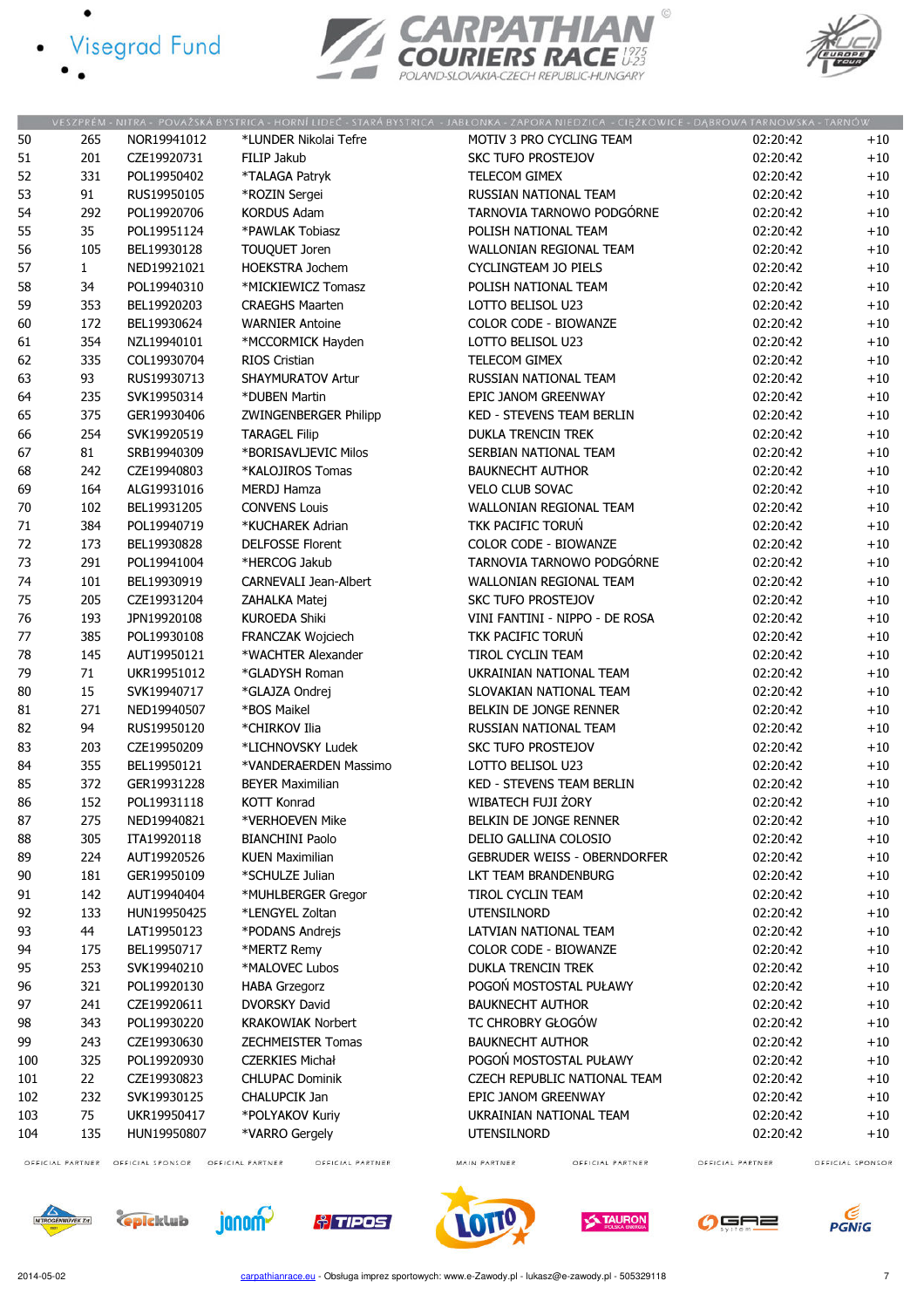VESZPRÉM - NITRA - POVAŽSKÁ BYSTRICA - HORNÍ LIDEČ - STARÁ BYSTRICA - JABŁONKA - ZAPORA NIEDZICA - CIĘŻKOWICE - DĄBROWA TARNOWSKA - TARNÓW

| | | | | | | |
|---|---|---|---|---|---|---|
| 50 | 265 | NOR19941012 | *LUNDER Nikolai Tefre | MOTIV 3 PRO CYCLING TEAM | 02:20:42 | +10 |
| 51 | 201 | CZE19920731 | FILIP Jakub | SKC TUFO PROSTEJOV | 02:20:42 | +10 |
| 52 | 331 | POL19950402 | *TALAGA Patryk | TELECOM GIMEX | 02:20:42 | +10 |
| 53 | 91 | RUS19950105 | *ROZIN Sergei | RUSSIAN NATIONAL TEAM | 02:20:42 | +10 |
| 54 | 292 | POL19920706 | KORDUS Adam | TARNOVIA TARNOWO PODGÓRNE | 02:20:42 | +10 |
| 55 | 35 | POL19951124 | *PAWLAK Tobiasz | POLISH NATIONAL TEAM | 02:20:42 | +10 |
| 56 | 105 | BEL19930128 | TOUQUET Joren | WALLONIAN REGIONAL TEAM | 02:20:42 | +10 |
| 57 | 1 | NED19921021 | HOEKSTRA Jochem | CYCLINGTEAM JO PIELS | 02:20:42 | +10 |
| 58 | 34 | POL19940310 | *MICKIEWICZ Tomasz | POLISH NATIONAL TEAM | 02:20:42 | +10 |
| 59 | 353 | BEL19920203 | CRAEGHS Maarten | LOTTO BELISOL U23 | 02:20:42 | +10 |
| 60 | 172 | BEL19930624 | WARNIER Antoine | COLOR CODE - BIOWANZE | 02:20:42 | +10 |
| 61 | 354 | NZL19940101 | *MCCORMICK Hayden | LOTTO BELISOL U23 | 02:20:42 | +10 |
| 62 | 335 | COL19930704 | RIOS Cristian | TELECOM GIMEX | 02:20:42 | +10 |
| 63 | 93 | RUS19930713 | SHAYMURATOV Artur | RUSSIAN NATIONAL TEAM | 02:20:42 | +10 |
| 64 | 235 | SVK19950314 | *DUBEN Martin | EPIC JANOM GREENWAY | 02:20:42 | +10 |
| 65 | 375 | GER19930406 | ZWINGENBERGER Philipp | KED - STEVENS TEAM BERLIN | 02:20:42 | +10 |
| 66 | 254 | SVK19920519 | TARAGEL Filip | DUKLA TRENCIN TREK | 02:20:42 | +10 |
| 67 | 81 | SRB19940309 | *BORISAVLJEVIC Milos | SERBIAN NATIONAL TEAM | 02:20:42 | +10 |
| 68 | 242 | CZE19940803 | *KALOJIROS Tomas | BAUKNECHT AUTHOR | 02:20:42 | +10 |
| 69 | 164 | ALG19931016 | MERDJ Hamza | VELO CLUB SOVAC | 02:20:42 | +10 |
| 70 | 102 | BEL19931205 | CONVENS Louis | WALLONIAN REGIONAL TEAM | 02:20:42 | +10 |
| 71 | 384 | POL19940719 | *KUCHAREK Adrian | TKK PACIFIC TORUŃ | 02:20:42 | +10 |
| 72 | 173 | BEL19930828 | DELFOSSE Florent | COLOR CODE - BIOWANZE | 02:20:42 | +10 |
| 73 | 291 | POL19941004 | *HERCOG Jakub | TARNOVIA TARNOWO PODGÓRNE | 02:20:42 | +10 |
| 74 | 101 | BEL19930919 | CARNEVALI Jean-Albert | WALLONIAN REGIONAL TEAM | 02:20:42 | +10 |
| 75 | 205 | CZE19931204 | ZAHALKA Matej | SKC TUFO PROSTEJOV | 02:20:42 | +10 |
| 76 | 193 | JPN19931208 | KUROEDA Shiki | VINI FANTINI - NIPPO - DE ROSA | 02:20:42 | +10 |
| 77 | 385 | POL19930108 | FRANCZAK Wojciech | TKK PACIFIC TORUŃ | 02:20:42 | +10 |
| 78 | 145 | AUT19950121 | *WACHTER Alexander | TIROL CYCLIN TEAM | 02:20:42 | +10 |
| 79 | 71 | UKR19951012 | *GLADYSH Roman | UKRAINIAN NATIONAL TEAM | 02:20:42 | +10 |
| 80 | 15 | SVK19940717 | *GLAJZA Ondrej | SLOVAKIAN NATIONAL TEAM | 02:20:42 | +10 |
| 81 | 271 | NED19940507 | *BOS Maikel | BELKIN DE JONGE RENNER | 02:20:42 | +10 |
| 82 | 94 | RUS19950120 | *CHIRKOV Ilia | RUSSIAN NATIONAL TEAM | 02:20:42 | +10 |
| 83 | 203 | CZE19950209 | *LICHNOVSKY Ludek | SKC TUFO PROSTEJOV | 02:20:42 | +10 |
| 84 | 355 | BEL19950121 | *VANDERAERDEN Massimo | LOTTO BELISOL U23 | 02:20:42 | +10 |
| 85 | 372 | GER19931228 | BEYER Maximilian | KED - STEVENS TEAM BERLIN | 02:20:42 | +10 |
| 86 | 152 | POL19931118 | KOTT Konrad | WIBATECH FUJI ŻORY | 02:20:42 | +10 |
| 87 | 275 | NED19940821 | *VERHOEVEN Mike | BELKIN DE JONGE RENNER | 02:20:42 | +10 |
| 88 | 305 | ITA19920118 | BIANCHINI Paolo | DELIO GALLINA COLOSIO | 02:20:42 | +10 |
| 89 | 224 | AUT19920526 | KUEN Maximilian | GEBRUDER WEISS - OBERNDORFER | 02:20:42 | +10 |
| 90 | 181 | GER19950109 | *SCHULZE Julian | LKT TEAM BRANDENBURG | 02:20:42 | +10 |
| 91 | 142 | AUT19940404 | *MUHLBERGER Gregor | TIROL CYCLIN TEAM | 02:20:42 | +10 |
| 92 | 133 | HUN19950425 | *LENGYEL Zoltan | UTENSILNORD | 02:20:42 | +10 |
| 93 | 44 | LAT19950123 | *PODANS Andrejs | LATVIAN NATIONAL TEAM | 02:20:42 | +10 |
| 94 | 175 | BEL19950717 | *MERTZ Remy | COLOR CODE - BIOWANZE | 02:20:42 | +10 |
| 95 | 253 | SVK19940210 | *MALOVEC Lubos | DUKLA TRENCIN TREK | 02:20:42 | +10 |
| 96 | 321 | POL19920130 | HABA Grzegorz | POGOŃ MOSTOSTAL PUŁAWY | 02:20:42 | +10 |
| 97 | 241 | CZE19920611 | DVORSKY David | BAUKNECHT AUTHOR | 02:20:42 | +10 |
| 98 | 343 | POL19930220 | KRAKOWIAK Norbert | TC CHROBRY GŁOGÓW | 02:20:42 | +10 |
| 99 | 243 | CZE19930630 | ZECHMEISTER Tomas | BAUKNECHT AUTHOR | 02:20:42 | +10 |
| 100 | 325 | POL19920930 | CZERKIES Michał | POGOŃ MOSTOSTAL PUŁAWY | 02:20:42 | +10 |
| 101 | 22 | CZE19930823 | CHLUPAC Dominik | CZECH REPUBLIC NATIONAL TEAM | 02:20:42 | +10 |
| 102 | 232 | SVK19930125 | CHALUPCIK Jan | EPIC JANOM GREENWAY | 02:20:42 | +10 |
| 103 | 75 | UKR19950417 | *POLYAKOV Kuriy | UKRAINIAN NATIONAL TEAM | 02:20:42 | +10 |
| 104 | 135 | HUN19950807 | *VARRO Gergely | UTENSILNORD | 02:20:42 | +10 |

2014-05-02 carpathianrace.eu - Obsługa imprez sportowych: www.e-Zawody.pl - lukasz@e-zawody.pl - 505329118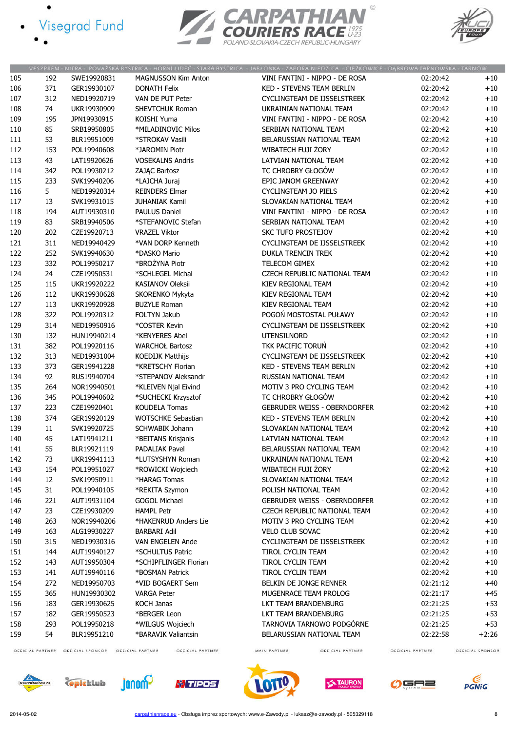VESZPRÉM - NITRA - POVAŽSKÁ BYSTRICA - HORNÍ LIDEČ - STARÁ BYSTRICA - JABŁONKA - ZAPORA NIEDZICA - CIĘŻKOWICE - DĄBROWA TARNOWSKA - TARNÓW

| | | | | | | |
|---|---|---|---|---|---|---|
| 105 | 192 | SWE19920831 | MAGNUSSON Kim Anton | VINI FANTINI - NIPPO - DE ROSA | 02:20:42 | +10 |
| 106 | 371 | GER19930107 | DONATH Felix | KED - STEVENS TEAM BERLIN | 02:20:42 | +10 |
| 107 | 312 | NED19920719 | VAN DE PUT Peter | CYCLINGTEAM DE IJSSELSTREEK | 02:20:42 | +10 |
| 108 | 74 | UKR19930909 | SHEVTCHUK Roman | UKRAINIAN NATIONAL TEAM | 02:20:42 | +10 |
| 109 | 195 | JPN19930915 | KOISHI Yuma | VINI FANTINI - NIPPO - DE ROSA | 02:20:42 | +10 |
| 110 | 85 | SRB19950805 | *MILADINOVIC Milos | SERBIAN NATIONAL TEAM | 02:20:42 | +10 |
| 111 | 53 | BLR19951009 | *STROKAV Vasili | BELARUSSIAN NATIONAL TEAM | 02:20:42 | +10 |
| 112 | 153 | POL19940608 | *JAROMIN Piotr | WIBATECH FUJI ŻORY | 02:20:42 | +10 |
| 113 | 43 | LAT19920626 | VOSEKALNS Andris | LATVIAN NATIONAL TEAM | 02:20:42 | +10 |
| 114 | 342 | POL19930212 | ZAJĄC Bartosz | TC CHROBRY GŁOGÓW | 02:20:42 | +10 |
| 115 | 233 | SVK19940206 | *LAJCHA Juraj | EPIC JANOM GREENWAY | 02:20:42 | +10 |
| 116 | 5 | NED19920314 | REINDERS Elmar | CYCLINGTEAM JO PIELS | 02:20:42 | +10 |
| 117 | 13 | SVK19931015 | JUHANIAK Kamil | SLOVAKIAN NATIONAL TEAM | 02:20:42 | +10 |
| 118 | 194 | AUT19930310 | PAULUS Daniel | VINI FANTINI - NIPPO - DE ROSA | 02:20:42 | +10 |
| 119 | 83 | SRB19940506 | *STEFANOVIC Stefan | SERBIAN NATIONAL TEAM | 02:20:42 | +10 |
| 120 | 202 | CZE19920713 | VRAZEL Viktor | SKC TUFO PROSTEJOV | 02:20:42 | +10 |
| 121 | 311 | NED19940429 | *VAN DORP Kenneth | CYCLINGTEAM DE IJSSELSTREEK | 02:20:42 | +10 |
| 122 | 252 | SVK19940630 | *DASKO Mario | DUKLA TRENCIN TREK | 02:20:42 | +10 |
| 123 | 332 | POL19950217 | *BROŻYNA Piotr | TELECOM GIMEX | 02:20:42 | +10 |
| 124 | 24 | CZE19950531 | *SCHLEGEL Michal | CZECH REPUBLIC NATIONAL TEAM | 02:20:42 | +10 |
| 125 | 115 | UKR19920222 | KASIANOV Oleksii | KIEV REGIONAL TEAM | 02:20:42 | +10 |
| 126 | 112 | UKR19930628 | SKORENKO Mykyta | KIEV REGIONAL TEAM | 02:20:42 | +10 |
| 127 | 113 | UKR19920928 | BUZYLE Roman | KIEV REGIONAL TEAM | 02:20:42 | +10 |
| 128 | 322 | POL19920312 | FOLTYN Jakub | POGOŃ MOSTOSTAL PUŁAWY | 02:20:42 | +10 |
| 129 | 314 | NED19950916 | *COSTER Kevin | CYCLINGTEAM DE IJSSELSTREEK | 02:20:42 | +10 |
| 130 | 132 | HUN19940214 | *KENYERES Abel | UTENSILNORD | 02:20:42 | +10 |
| 131 | 382 | POL19920116 | WARCHOŁ Bartosz | TKK PACIFIC TORUŃ | 02:20:42 | +10 |
| 132 | 313 | NED19931004 | KOEDIJK Matthijs | CYCLINGTEAM DE IJSSELSTREEK | 02:20:42 | +10 |
| 133 | 373 | GER19941228 | *KRETSCHY Florian | KED - STEVENS TEAM BERLIN | 02:20:42 | +10 |
| 134 | 92 | RUS19940704 | *STEPANOV Aleksandr | RUSSIAN NATIONAL TEAM | 02:20:42 | +10 |
| 135 | 264 | NOR19940501 | *KLEIVEN Njal Eivind | MOTIV 3 PRO CYCLING TEAM | 02:20:42 | +10 |
| 136 | 345 | POL19940602 | *SUCHECKI Krzysztof | TC CHROBRY GŁOGÓW | 02:20:42 | +10 |
| 137 | 223 | CZE19920401 | KOUDELA Tomas | GEBRUDER WEISS - OBERNDORFER | 02:20:42 | +10 |
| 138 | 374 | GER19920129 | WOTSCHKE Sebastian | KED - STEVENS TEAM BERLIN | 02:20:42 | +10 |
| 139 | 11 | SVK19920725 | SCHWABIK Johann | SLOVAKIAN NATIONAL TEAM | 02:20:42 | +10 |
| 140 | 45 | LAT19941211 | *BEITANS Krisjanis | LATVIAN NATIONAL TEAM | 02:20:42 | +10 |
| 141 | 55 | BLR19921119 | PADALIAK Pavel | BELARUSSIAN NATIONAL TEAM | 02:20:42 | +10 |
| 142 | 73 | UKR19941113 | *LUTSYSHYN Roman | UKRAINIAN NATIONAL TEAM | 02:20:42 | +10 |
| 143 | 154 | POL19951027 | *ROWICKI Wojciech | WIBATECH FUJI ŻORY | 02:20:42 | +10 |
| 144 | 12 | SVK19950911 | *HARAG Tomas | SLOVAKIAN NATIONAL TEAM | 02:20:42 | +10 |
| 145 | 31 | POL19940105 | *REKITA Szymon | POLISH NATIONAL TEAM | 02:20:42 | +10 |
| 146 | 221 | AUT19931104 | GOGOL Michael | GEBRUDER WEISS - OBERNDORFER | 02:20:42 | +10 |
| 147 | 23 | CZE19930209 | HAMPL Petr | CZECH REPUBLIC NATIONAL TEAM | 02:20:42 | +10 |
| 148 | 263 | NOR19940206 | *HAKENRUD Anders Lie | MOTIV 3 PRO CYCLING TEAM | 02:20:42 | +10 |
| 149 | 163 | ALG19930227 | BARBARI Adil | VELO CLUB SOVAC | 02:20:42 | +10 |
| 150 | 315 | NED19930316 | VAN ENGELEN Ande | CYCLINGTEAM DE IJSSELSTREEK | 02:20:42 | +10 |
| 151 | 144 | AUT19940127 | *SCHULTUS Patric | TIROL CYCLIN TEAM | 02:20:42 | +10 |
| 152 | 143 | AUT19950304 | *SCHIPFLINGER Florian | TIROL CYCLIN TEAM | 02:20:42 | +10 |
| 153 | 141 | AUT19940116 | *BOSMAN Patrick | TIROL CYCLIN TEAM | 02:20:42 | +10 |
| 154 | 272 | NED19950703 | *VID BOGAERT Sem | BELKIN DE JONGE RENNER | 02:21:12 | +40 |
| 155 | 365 | HUN19930302 | VARGA Peter | MUGENRACE TEAM PROLOG | 02:21:17 | +45 |
| 156 | 183 | GER19930625 | KOCH Janas | LKT TEAM BRANDENBURG | 02:21:25 | +53 |
| 157 | 182 | GER19950523 | *BERGER Leon | LKT TEAM BRANDENBURG | 02:21:25 | +53 |
| 158 | 293 | POL19950218 | *WILGUS Wojciech | TARNOVIA TARNOWO PODGÓRNE | 02:21:25 | +53 |
| 159 | 54 | BLR19951210 | *BARAVIK Valiantsin | BELARUSSIAN NATIONAL TEAM | 02:22:58 | +2:26 |

2014-05-02 carpathianrace.eu - Obsługa imprez sportowych: www.e-Zawody.pl - lukasz@e-zawody.pl - 505329118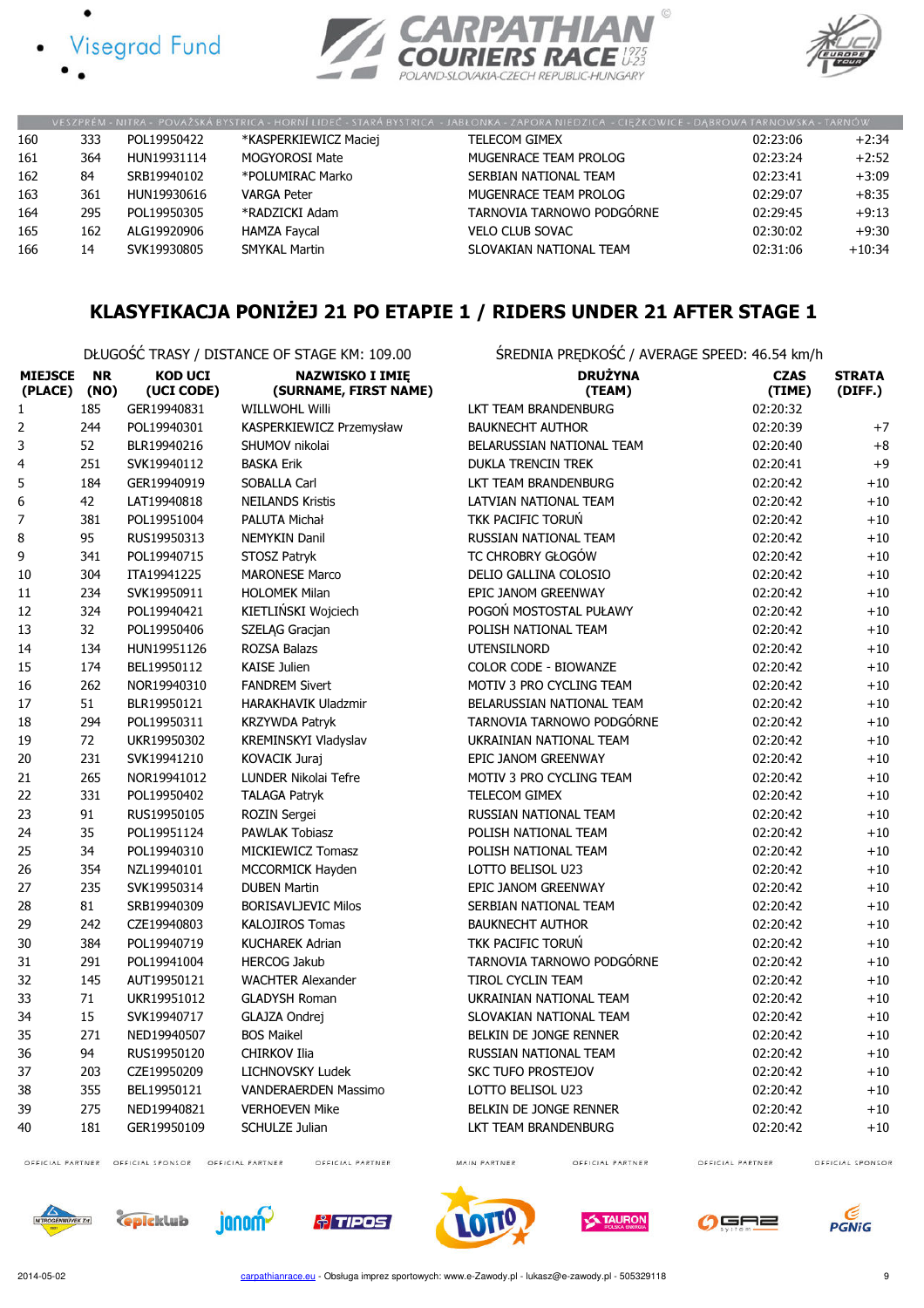| | | | | | | |
|---|---|---|---|---|---|---|
| 160 | 333 | POL19950422 | *KASPERKIEWICZ Maciej | TELECOM GIMEX | 02:23:06 | +2:34 |
| 161 | 364 | HUN19931114 | MOGYOROSI Mate | MUGENRACE TEAM PROLOG | 02:23:24 | +2:52 |
| 162 | 84 | SRB19940102 | *POLUMIRAC Marko | SERBIAN NATIONAL TEAM | 02:23:41 | +3:09 |
| 163 | 361 | HUN19930616 | VARGA Peter | MUGENRACE TEAM PROLOG | 02:29:07 | +8:35 |
| 164 | 295 | POL19950305 | *RADZICKI Adam | TARNOVIA TARNOWO PODGÓRNE | 02:29:45 | +9:13 |
| 165 | 162 | ALG19920906 | HAMZA Faycal | VELO CLUB SOVAC | 02:30:02 | +9:30 |
| 166 | 14 | SVK19930805 | SMYKAL Martin | SLOVAKIAN NATIONAL TEAM | 02:31:06 | +10:34 |

## KLASYFIKACJA PONIŻEJ 21 PO ETAPIE 1 / RIDERS UNDER 21 AFTER STAGE 1

DŁUGOŚĆ TRASY / DISTANCE OF STAGE KM: 109.00 ŚREDNIA PRĘDKOŚĆ / AVERAGE SPEED: 46.54 km/h

| MIEJSCE (PLACE) | NR (NO) | KOD UCI (UCI CODE) | NAZWISKO I IMIĘ (SURNAME, FIRST NAME) | DRUŻYNA (TEAM) | CZAS (TIME) | STRATA (DIFF.) |
|---|---|---|---|---|---|---|
| 1 | 185 | GER19940831 | WILLWOHL Willi | LKT TEAM BRANDENBURG | 02:20:32 | |
| 2 | 244 | POL19940301 | KASPERKIEWICZ Przemysław | BAUKNECHT AUTHOR | 02:20:39 | +7 |
| 3 | 52 | BLR19940216 | SHUMOV nikolai | BELARUSSIAN NATIONAL TEAM | 02:20:40 | +8 |
| 4 | 251 | SVK19940112 | BASKA Erik | DUKLA TRENCIN TREK | 02:20:41 | +9 |
| 5 | 184 | GER19940919 | SOBALLA Carl | LKT TEAM BRANDENBURG | 02:20:42 | +10 |
| 6 | 42 | LAT19940818 | NEILANDS Kristis | LATVIAN NATIONAL TEAM | 02:20:42 | +10 |
| 7 | 381 | POL19951004 | PALUTA Michał | TKK PACIFIC TORUŃ | 02:20:42 | +10 |
| 8 | 95 | RUS19950313 | NEMYKIN Danil | RUSSIAN NATIONAL TEAM | 02:20:42 | +10 |
| 9 | 341 | POL19940715 | STOSZ Patryk | TC CHROBRY GŁOGÓW | 02:20:42 | +10 |
| 10 | 304 | ITA19941225 | MARONESE Marco | DELIO GALLINA COLOSIO | 02:20:42 | +10 |
| 11 | 234 | SVK19950911 | HOLOMEK Milan | EPIC JANOM GREENWAY | 02:20:42 | +10 |
| 12 | 324 | POL19940421 | KIETLIŃSKI Wojciech | POGOŃ MOSTOSTAL PUŁAWY | 02:20:42 | +10 |
| 13 | 32 | POL19950406 | SZELĄG Gracjan | POLISH NATIONAL TEAM | 02:20:42 | +10 |
| 14 | 134 | HUN19951126 | ROZSA Balazs | UTENSILNORD | 02:20:42 | +10 |
| 15 | 174 | BEL19950112 | KAISE Julien | COLOR CODE - BIOWANZE | 02:20:42 | +10 |
| 16 | 262 | NOR19940310 | FANDREM Sivert | MOTIV 3 PRO CYCLING TEAM | 02:20:42 | +10 |
| 17 | 51 | BLR19950121 | HARAKHAVIK Uladzmir | BELARUSSIAN NATIONAL TEAM | 02:20:42 | +10 |
| 18 | 294 | POL19950311 | KRZYWDA Patryk | TARNOVIA TARNOWO PODGÓRNE | 02:20:42 | +10 |
| 19 | 72 | UKR19950302 | KREMINSKYI Vladyslav | UKRAINIAN NATIONAL TEAM | 02:20:42 | +10 |
| 20 | 231 | SVK19941210 | KOVACIK Juraj | EPIC JANOM GREENWAY | 02:20:42 | +10 |
| 21 | 265 | NOR19941012 | LUNDER Nikolai Tefre | MOTIV 3 PRO CYCLING TEAM | 02:20:42 | +10 |
| 22 | 331 | POL19950402 | TALAGA Patryk | TELECOM GIMEX | 02:20:42 | +10 |
| 23 | 91 | RUS19950105 | ROZIN Sergei | RUSSIAN NATIONAL TEAM | 02:20:42 | +10 |
| 24 | 35 | POL19951124 | PAWLAK Tobiasz | POLISH NATIONAL TEAM | 02:20:42 | +10 |
| 25 | 34 | POL19940310 | MICKIEWICZ Tomasz | POLISH NATIONAL TEAM | 02:20:42 | +10 |
| 26 | 354 | NZL19940101 | MCCORMICK Hayden | LOTTO BELISOL U23 | 02:20:42 | +10 |
| 27 | 235 | SVK19950314 | DUBEN Martin | EPIC JANOM GREENWAY | 02:20:42 | +10 |
| 28 | 81 | SRB19940309 | BORISAVLJEVIC Milos | SERBIAN NATIONAL TEAM | 02:20:42 | +10 |
| 29 | 242 | CZE19940803 | KALOJIROS Tomas | BAUKNECHT AUTHOR | 02:20:42 | +10 |
| 30 | 384 | POL19940719 | KUCHAREK Adrian | TKK PACIFIC TORUŃ | 02:20:42 | +10 |
| 31 | 291 | POL19941004 | HERCOG Jakub | TARNOVIA TARNOWO PODGÓRNE | 02:20:42 | +10 |
| 32 | 145 | AUT19950121 | WACHTER Alexander | TIROL CYCLIN TEAM | 02:20:42 | +10 |
| 33 | 71 | UKR19951012 | GLADYSH Roman | UKRAINIAN NATIONAL TEAM | 02:20:42 | +10 |
| 34 | 15 | SVK19940717 | GLAJZA Ondrej | SLOVAKIAN NATIONAL TEAM | 02:20:42 | +10 |
| 35 | 271 | NED19940507 | BOS Maikel | BELKIN DE JONGE RENNER | 02:20:42 | +10 |
| 36 | 94 | RUS19950120 | CHIRKOV Ilia | RUSSIAN NATIONAL TEAM | 02:20:42 | +10 |
| 37 | 203 | CZE19950209 | LICHNOVSKY Ludek | SKC TUFO PROSTEJOV | 02:20:42 | +10 |
| 38 | 355 | BEL19950121 | VANDERAERDEN Massimo | LOTTO BELISOL U23 | 02:20:42 | +10 |
| 39 | 275 | NED19940821 | VERHOEVEN Mike | BELKIN DE JONGE RENNER | 02:20:42 | +10 |
| 40 | 181 | GER19950109 | SCHULZE Julian | LKT TEAM BRANDENBURG | 02:20:42 | +10 |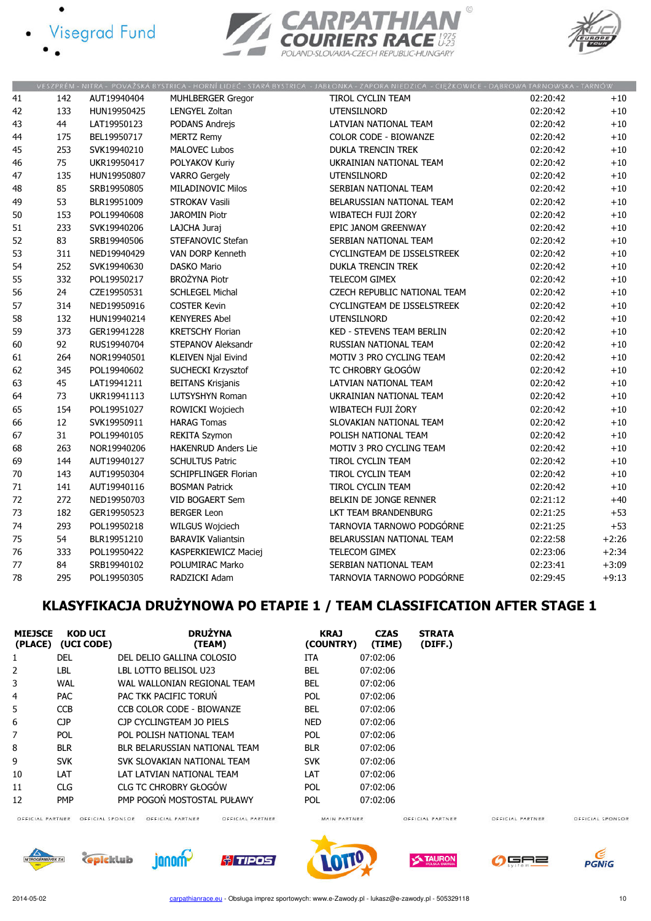| | | | | | | |
|---|---|---|---|---|---|---|
| 41 | 142 | AUT19940404 | MUHLBERGER Gregor | TIROL CYCLIN TEAM | 02:20:42 | +10 |
| 42 | 133 | HUN19950425 | LENGYEL Zoltan | UTENSILNORD | 02:20:42 | +10 |
| 43 | 44 | LAT19950123 | PODANS Andrejs | LATVIAN NATIONAL TEAM | 02:20:42 | +10 |
| 44 | 175 | BEL19950717 | MERTZ Remy | COLOR CODE - BIOWANZE | 02:20:42 | +10 |
| 45 | 253 | SVK19940210 | MALOVEC Lubos | DUKLA TRENCIN TREK | 02:20:42 | +10 |
| 46 | 75 | UKR19950417 | POLYAKOV Kuriy | UKRAINIAN NATIONAL TEAM | 02:20:42 | +10 |
| 47 | 135 | HUN19950807 | VARRO Gergely | UTENSILNORD | 02:20:42 | +10 |
| 48 | 85 | SRB19950805 | MILADINOVIC Milos | SERBIAN NATIONAL TEAM | 02:20:42 | +10 |
| 49 | 53 | BLR19951009 | STROKAV Vasili | BELARUSSIAN NATIONAL TEAM | 02:20:42 | +10 |
| 50 | 153 | POL19940608 | JAROMIN Piotr | WIBATECH FUJI ŻORY | 02:20:42 | +10 |
| 51 | 233 | SVK19940206 | LAJCHA Juraj | EPIC JANOM GREENWAY | 02:20:42 | +10 |
| 52 | 83 | SRB19940506 | STEFANOVIC Stefan | SERBIAN NATIONAL TEAM | 02:20:42 | +10 |
| 53 | 311 | NED19940429 | VAN DORP Kenneth | CYCLINGTEAM DE IJSSELSTREEK | 02:20:42 | +10 |
| 54 | 252 | SVK19940630 | DASKO Mario | DUKLA TRENCIN TREK | 02:20:42 | +10 |
| 55 | 332 | POL19950217 | BROŻYNA Piotr | TELECOM GIMEX | 02:20:42 | +10 |
| 56 | 24 | CZE19950531 | SCHLEGEL Michal | CZECH REPUBLIC NATIONAL TEAM | 02:20:42 | +10 |
| 57 | 314 | NED19950916 | COSTER Kevin | CYCLINGTEAM DE IJSSELSTREEK | 02:20:42 | +10 |
| 58 | 132 | HUN19940214 | KENYERES Abel | UTENSILNORD | 02:20:42 | +10 |
| 59 | 373 | GER19941228 | KRETSCHY Florian | KED - STEVENS TEAM BERLIN | 02:20:42 | +10 |
| 60 | 92 | RUS19940704 | STEPANOV Aleksandr | RUSSIAN NATIONAL TEAM | 02:20:42 | +10 |
| 61 | 264 | NOR19940501 | KLEIVEN Njal Eivind | MOTIV 3 PRO CYCLING TEAM | 02:20:42 | +10 |
| 62 | 345 | POL19940602 | SUCHECKI Krzysztof | TC CHROBRY GŁOGÓW | 02:20:42 | +10 |
| 63 | 45 | LAT19941211 | BEITANS Krisjanis | LATVIAN NATIONAL TEAM | 02:20:42 | +10 |
| 64 | 73 | UKR19941113 | LUTSYSHYN Roman | UKRAINIAN NATIONAL TEAM | 02:20:42 | +10 |
| 65 | 154 | POL19951027 | ROWICKI Wojciech | WIBATECH FUJI ŻORY | 02:20:42 | +10 |
| 66 | 12 | SVK19950911 | HARAG Tomas | SLOVAKIAN NATIONAL TEAM | 02:20:42 | +10 |
| 67 | 31 | POL19940105 | REKITA Szymon | POLISH NATIONAL TEAM | 02:20:42 | +10 |
| 68 | 263 | NOR19940206 | HAKENRUD Anders Lie | MOTIV 3 PRO CYCLING TEAM | 02:20:42 | +10 |
| 69 | 144 | AUT19940127 | SCHULTUS Patric | TIROL CYCLIN TEAM | 02:20:42 | +10 |
| 70 | 143 | AUT19950304 | SCHIPFLINGER Florian | TIROL CYCLIN TEAM | 02:20:42 | +10 |
| 71 | 141 | AUT19940116 | BOSMAN Patrick | TIROL CYCLIN TEAM | 02:20:42 | +10 |
| 72 | 272 | NED19950703 | VID BOGAERT Sem | BELKIN DE JONGE RENNER | 02:21:12 | +40 |
| 73 | 182 | GER19950523 | BERGER Leon | LKT TEAM BRANDENBURG | 02:21:25 | +53 |
| 74 | 293 | POL19950218 | WILGUS Wojciech | TARNOVIA TARNOWO PODGÓRNE | 02:21:25 | +53 |
| 75 | 54 | BLR19951210 | BARAVIK Valiantsin | BELARUSSIAN NATIONAL TEAM | 02:22:58 | +2:26 |
| 76 | 333 | POL19950422 | KASPERKIEWICZ Maciej | TELECOM GIMEX | 02:23:06 | +2:34 |
| 77 | 84 | SRB19940102 | POLUMIRAC Marko | SERBIAN NATIONAL TEAM | 02:23:41 | +3:09 |
| 78 | 295 | POL19950305 | RADZICKI Adam | TARNOVIA TARNOWO PODGÓRNE | 02:29:45 | +9:13 |

## KLASYFIKACJA DRUŻYNOWA PO ETAPIE 1 / TEAM CLASSIFICATION AFTER STAGE 1

| MIEJSCE (PLACE) | KOD UCI (UCI CODE) | DRUŻYNA (TEAM) | KRAJ (COUNTRY) | CZAS (TIME) | STRATA (DIFF.) |
|---|---|---|---|---|---|
| 1 | DEL | DEL DELIO GALLINA COLOSIO | ITA | 07:02:06 | |
| 2 | LBL | LBL LOTTO BELISOL U23 | BEL | 07:02:06 | |
| 3 | WAL | WAL WALLONIAN REGIONAL TEAM | BEL | 07:02:06 | |
| 4 | PAC | PAC TKK PACIFIC TORUŃ | POL | 07:02:06 | |
| 5 | CCB | CCB COLOR CODE - BIOWANZE | BEL | 07:02:06 | |
| 6 | CJP | CJP CYCLINGTEAM JO PIELS | NED | 07:02:06 | |
| 7 | POL | POL POLISH NATIONAL TEAM | POL | 07:02:06 | |
| 8 | BLR | BLR BELARUSSIAN NATIONAL TEAM | BLR | 07:02:06 | |
| 9 | SVK | SVK SLOVAKIAN NATIONAL TEAM | SVK | 07:02:06 | |
| 10 | LAT | LAT LATVIAN NATIONAL TEAM | LAT | 07:02:06 | |
| 11 | CLG | CLG TC CHROBRY GŁOGÓW | POL | 07:02:06 | |
| 12 | PMP | PMP POGOŃ MOSTOSTAL PUŁAWY | POL | 07:02:06 | |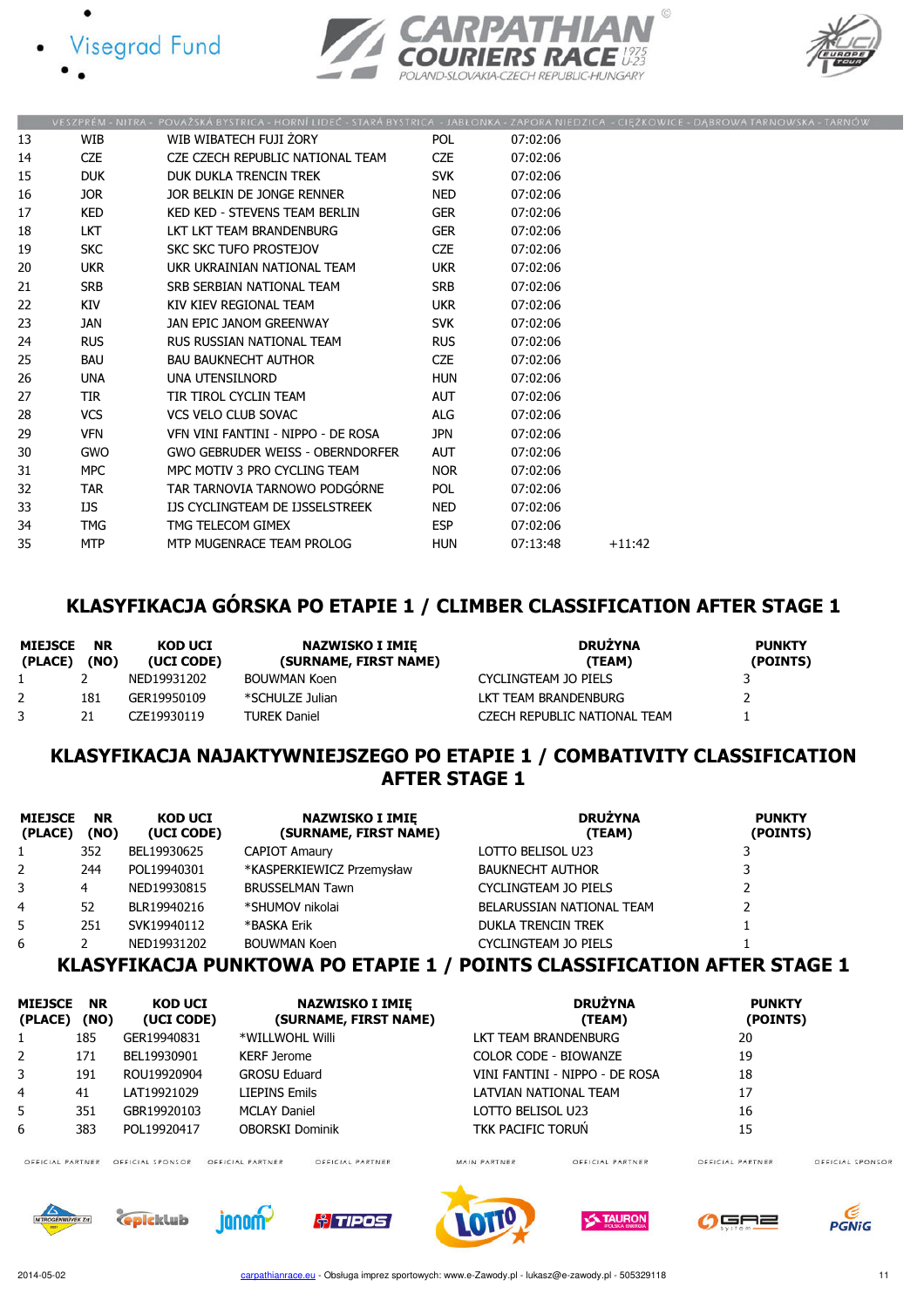| | | | | | |
|---|---|---|---|---|---|
| 13 | WIB | WIB WIBATECH FUJI ŻORY | POL | 07:02:06 | |
| 14 | CZE | CZE CZECH REPUBLIC NATIONAL TEAM | CZE | 07:02:06 | |
| 15 | DUK | DUK DUKLA TRENCIN TREK | SVK | 07:02:06 | |
| 16 | JOR | JOR BELKIN DE JONGE RENNER | NED | 07:02:06 | |
| 17 | KED | KED KED - STEVENS TEAM BERLIN | GER | 07:02:06 | |
| 18 | LKT | LKT LKT TEAM BRANDENBURG | GER | 07:02:06 | |
| 19 | SKC | SKC SKC TUFO PROSTEJOV | CZE | 07:02:06 | |
| 20 | UKR | UKR UKRAINIAN NATIONAL TEAM | UKR | 07:02:06 | |
| 21 | SRB | SRB SERBIAN NATIONAL TEAM | SRB | 07:02:06 | |
| 22 | KIV | KIV KIEV REGIONAL TEAM | UKR | 07:02:06 | |
| 23 | JAN | JAN EPIC JANOM GREENWAY | SVK | 07:02:06 | |
| 24 | RUS | RUS RUSSIAN NATIONAL TEAM | RUS | 07:02:06 | |
| 25 | BAU | BAU BAUKNECHT AUTHOR | CZE | 07:02:06 | |
| 26 | UNA | UNA UTENSILNORD | HUN | 07:02:06 | |
| 27 | TIR | TIR TIROL CYCLIN TEAM | AUT | 07:02:06 | |
| 28 | VCS | VCS VELO CLUB SOVAC | ALG | 07:02:06 | |
| 29 | VFN | VFN VINI FANTINI - NIPPO - DE ROSA | JPN | 07:02:06 | |
| 30 | GWO | GWO GEBRUDER WEISS - OBERNDORFER | AUT | 07:02:06 | |
| 31 | MPC | MPC MOTIV 3 PRO CYCLING TEAM | NOR | 07:02:06 | |
| 32 | TAR | TAR TARNOVIA TARNOWO PODGÓRNE | POL | 07:02:06 | |
| 33 | IJS | IJS CYCLINGTEAM DE IJSSELSTREEK | NED | 07:02:06 | |
| 34 | TMG | TMG TELECOM GIMEX | ESP | 07:02:06 | |
| 35 | MTP | MTP MUGENRACE TEAM PROLOG | HUN | 07:13:48 | +11:42 |

## KLASYFIKACJA GÓRSKA PO ETAPIE 1 / CLIMBER CLASSIFICATION AFTER STAGE 1

| MIEJSCE (PLACE) | NR (NO) | KOD UCI (UCI CODE) | NAZWISKO I IMIĘ (SURNAME, FIRST NAME) | DRUŻYNA (TEAM) | PUNKTY (POINTS) |
|---|---|---|---|---|---|
| 1 | 2 | NED19931202 | BOUWMAN Koen | CYCLINGTEAM JO PIELS | 3 |
| 2 | 181 | GER19950109 | *SCHULZE Julian | LKT TEAM BRANDENBURG | 2 |
| 3 | 21 | CZE19930119 | TUREK Daniel | CZECH REPUBLIC NATIONAL TEAM | 1 |

## KLASYFIKACJA NAJAKTYWNIEJSZEGO PO ETAPIE 1 / COMBATIVITY CLASSIFICATION AFTER STAGE 1

| MIEJSCE (PLACE) | NR (NO) | KOD UCI (UCI CODE) | NAZWISKO I IMIĘ (SURNAME, FIRST NAME) | DRUŻYNA (TEAM) | PUNKTY (POINTS) |
|---|---|---|---|---|---|
| 1 | 352 | BEL19930625 | CAPIOT Amaury | LOTTO BELISOL U23 | 3 |
| 2 | 244 | POL19940301 | *KASPERKIEWICZ Przemysław | BAUKNECHT AUTHOR | 3 |
| 3 | 4 | NED19930815 | BRUSSELMAN Tawn | CYCLINGTEAM JO PIELS | 2 |
| 4 | 52 | BLR19940216 | *SHUMOV nikolai | BELARUSSIAN NATIONAL TEAM | 2 |
| 5 | 251 | SVK19940112 | *BASKA Erik | DUKLA TRENCIN TREK | 1 |
| 6 | 2 | NED19931202 | BOUWMAN Koen | CYCLINGTEAM JO PIELS | 1 |

## KLASYFIKACJA PUNKTOWA PO ETAPIE 1 / POINTS CLASSIFICATION AFTER STAGE 1

| MIEJSCE (PLACE) | NR (NO) | KOD UCI (UCI CODE) | NAZWISKO I IMIĘ (SURNAME, FIRST NAME) | DRUŻYNA (TEAM) | PUNKTY (POINTS) |
|---|---|---|---|---|---|
| 1 | 185 | GER19940831 | *WILLWOHL Willi | LKT TEAM BRANDENBURG | 20 |
| 2 | 171 | BEL19930901 | KERF Jerome | COLOR CODE - BIOWANZE | 19 |
| 3 | 191 | ROU19920904 | GROSU Eduard | VINI FANTINI - NIPPO - DE ROSA | 18 |
| 4 | 41 | LAT19921029 | LIEPINS Emils | LATVIAN NATIONAL TEAM | 17 |
| 5 | 351 | GBR19920103 | MCLAY Daniel | LOTTO BELISOL U23 | 16 |
| 6 | 383 | POL19920417 | OBORSKI Dominik | TKK PACIFIC TORUŃ | 15 |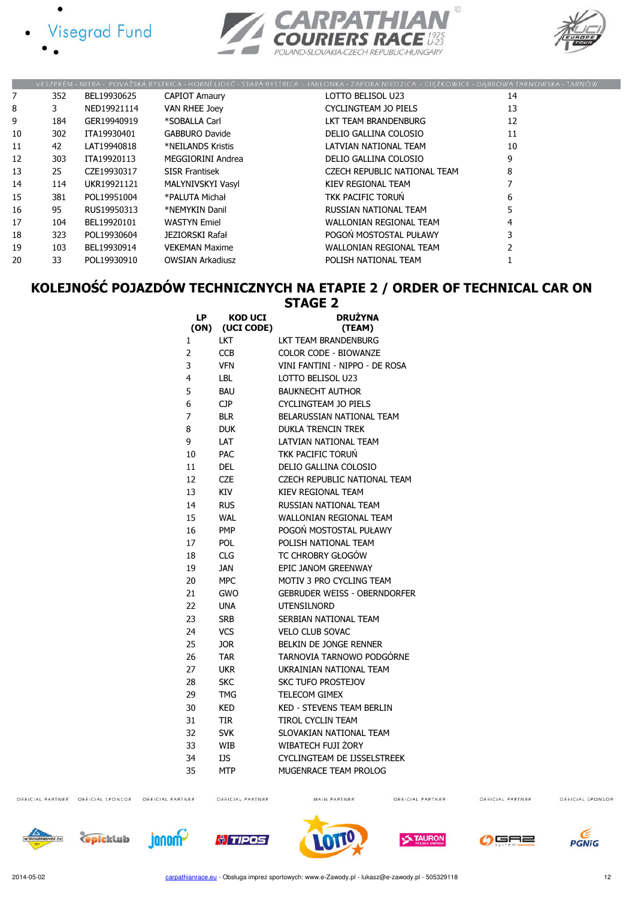| 7 | 352 | BEL19930625 | CAPIOT Amaury | LOTTO BELISOL U23 | 14 |
|---|---|---|---|---|---|
| 8 | 3 | NED19921114 | VAN RHEE Joey | CYCLINGTEAM JO PIELS | 13 |
| 9 | 184 | GER19940919 | *SOBALLA Carl | LKT TEAM BRANDENBURG | 12 |
| 10 | 302 | ITA19930401 | GABBURO Davide | DELIO GALLINA COLOSIO | 11 |
| 11 | 42 | LAT19940818 | *NEILANDS Kristis | LATVIAN NATIONAL TEAM | 10 |
| 12 | 303 | ITA19920113 | MEGGIORINI Andrea | DELIO GALLINA COLOSIO | 9 |
| 13 | 25 | CZE19930317 | SISR Frantisek | CZECH REPUBLIC NATIONAL TEAM | 8 |
| 14 | 114 | UKR19921121 | MALYNIVSKYI Vasyl | KIEV REGIONAL TEAM | 7 |
| 15 | 381 | POL19951004 | *PALUTA Michał | TKK PACIFIC TORUŃ | 6 |
| 16 | 95 | RUS19950313 | *NEMYKIN Danil | RUSSIAN NATIONAL TEAM | 5 |
| 17 | 104 | BEL19920101 | WASTYN Emiel | WALLONIAN REGIONAL TEAM | 4 |
| 18 | 323 | POL19930604 | JEZIORSKI Rafał | POGOŃ MOSTOSTAL PUŁAWY | 3 |
| 19 | 103 | BEL19930914 | VEKEMAN Maxime | WALLONIAN REGIONAL TEAM | 2 |
| 20 | 33 | POL19930910 | OWSIAN Arkadiusz | POLISH NATIONAL TEAM | 1 |

## KOLEJNOŚĆ POJAZDÓW TECHNICZNYCH NA ETAPIE 2 / ORDER OF TECHNICAL CAR ON STAGE 2

| LP (ON) | KOD UCI (UCI CODE) | DRUŻYNA (TEAM) |
|---|---|---|
| 1 | LKT | LKT TEAM BRANDENBURG |
| 2 | CCB | COLOR CODE - BIOWANZE |
| 3 | VFN | VINI FANTINI - NIPPO - DE ROSA |
| 4 | LBL | LOTTO BELISOL U23 |
| 5 | BAU | BAUKNECHT AUTHOR |
| 6 | CJP | CYCLINGTEAM JO PIELS |
| 7 | BLR | BELARUSSIAN NATIONAL TEAM |
| 8 | DUK | DUKLA TRENCIN TREK |
| 9 | LAT | LATVIAN NATIONAL TEAM |
| 10 | PAC | TKK PACIFIC TORUŃ |
| 11 | DEL | DELIO GALLINA COLOSIO |
| 12 | CZE | CZECH REPUBLIC NATIONAL TEAM |
| 13 | KIV | KIEV REGIONAL TEAM |
| 14 | RUS | RUSSIAN NATIONAL TEAM |
| 15 | WAL | WALLONIAN REGIONAL TEAM |
| 16 | PMP | POGOŃ MOSTOSTAL PUŁAWY |
| 17 | POL | POLISH NATIONAL TEAM |
| 18 | CLG | TC CHROBRY GŁOGÓW |
| 19 | JAN | EPIC JANOM GREENWAY |
| 20 | MPC | MOTIV 3 PRO CYCLING TEAM |
| 21 | GWO | GEBRUDER WEISS - OBERNDORFER |
| 22 | UNA | UTENSILNORD |
| 23 | SRB | SERBIAN NATIONAL TEAM |
| 24 | VCS | VELO CLUB SOVAC |
| 25 | JOR | BELKIN DE JONGE RENNER |
| 26 | TAR | TARNOVIA TARNOWO PODGÓRNE |
| 27 | UKR | UKRAINIAN NATIONAL TEAM |
| 28 | SKC | SKC TUFO PROSTEJOV |
| 29 | TMG | TELECOM GIMEX |
| 30 | KED | KED - STEVENS TEAM BERLIN |
| 31 | TIR | TIROL CYCLIN TEAM |
| 32 | SVK | SLOVAKIAN NATIONAL TEAM |
| 33 | WIB | WIBATECH FUJI ŻORY |
| 34 | IJS | CYCLINGTEAM DE IJSSELSTREEK |
| 35 | MTP | MUGENRACE TEAM PROLOG |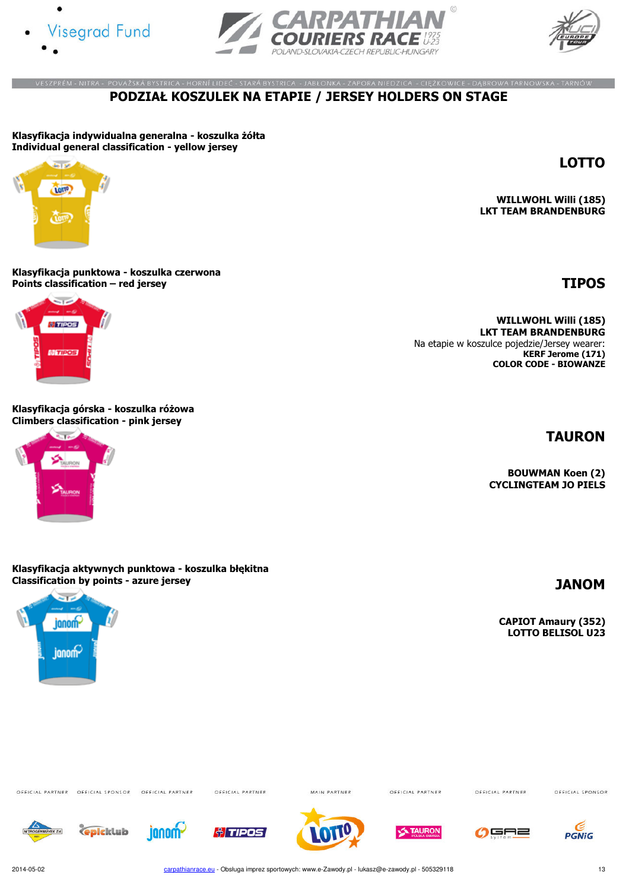VESZPRÉM - NITRA - POVAŽSKÁ BYSTRICA - HORNÍ LIDEČ - STARÁ BYSTRICA - JABŁONKA - ZAPORA NIEDZICA - CIĘŻKOWICE - DĄBROWA TARNOWSKA - TARNÓW

# PODZIAŁ KOSZULEK NA ETAPIE / JERSEY HOLDERS ON STAGE

**Klasyfikacja indywidualna generalna - koszulka żółta**
**Individual general classification - yellow jersey**

**LOTTO**

**WILLWOHL Willi (185)**
**LKT TEAM BRANDENBURG**

**Klasyfikacja punktowa - koszulka czerwona**
**Points classification – red jersey**

**TIPOS**

**WILLWOHL Willi (185)**
**LKT TEAM BRANDENBURG**
Na etapie w koszulce pojedzie/Jersey wearer:
**KERF Jerome (171)**
**COLOR CODE - BIOWANZE**

**Klasyfikacja górska - koszulka różowa**
**Climbers classification - pink jersey**

**TAURON**

**BOUWMAN Koen (2)**
**CYCLINGTEAM JO PIELS**

**Klasyfikacja aktywnych punktowa - koszulka błękitna**
**Classification by points - azure jersey**

**JANOM**

**CAPIOT Amaury (352)**
**LOTTO BELISOL U23**

2014-05-02 carpathianrace.eu - Obsługa imprez sportowych: www.e-Zawody.pl - lukasz@e-zawody.pl - 505329118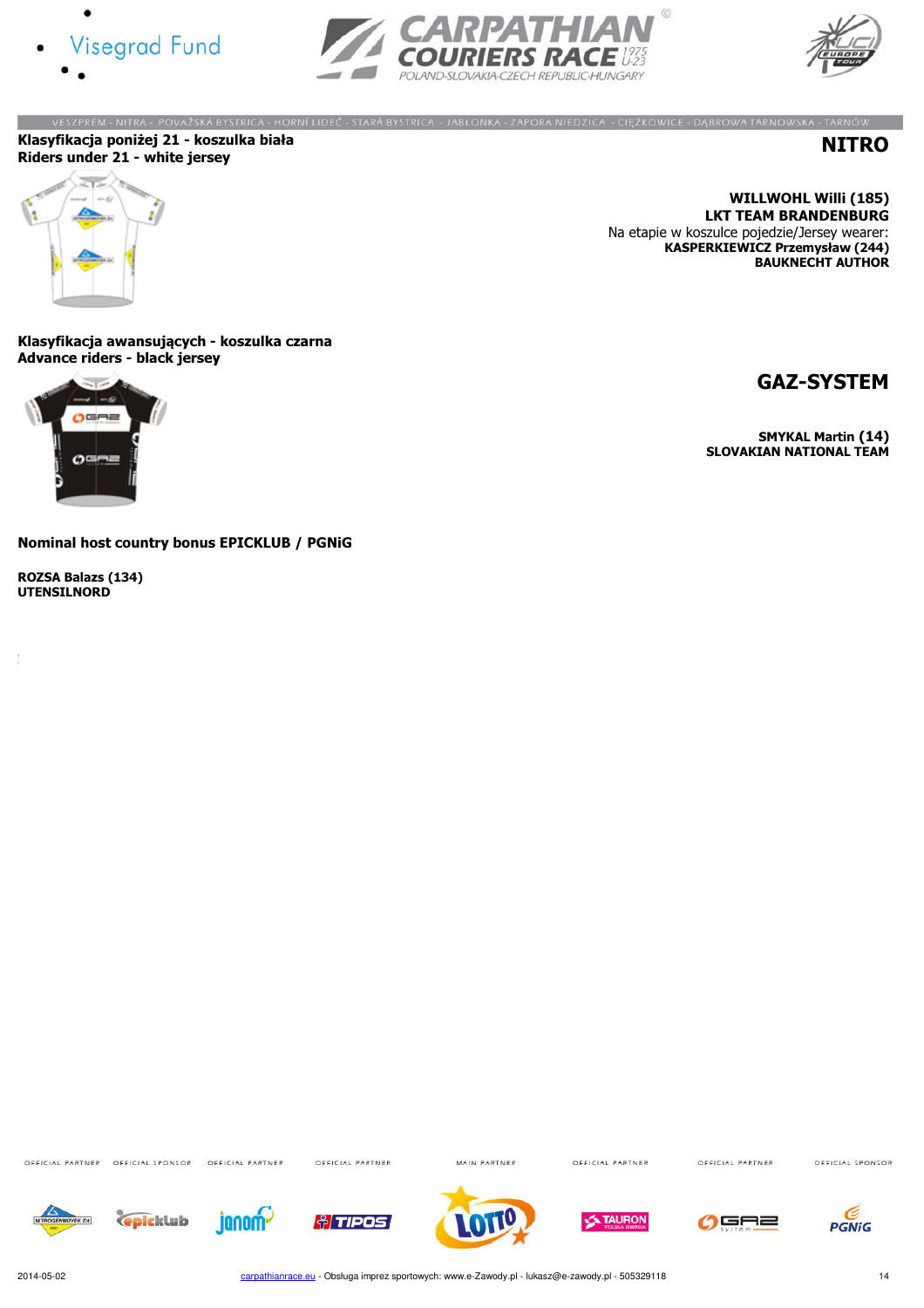**Klasyfikacja poniżej 21 - koszulka biała**
**Riders under 21 - white jersey**

## NITRO

**WILLWOHL Willi (185)**
**LKT TEAM BRANDENBURG**
Na etapie w koszulce pojedzie/Jersey wearer:
**KASPERKIEWICZ Przemysław (244)**
**BAUKNECHT AUTHOR**

**Klasyfikacja awansujących - koszulka czarna**
**Advance riders - black jersey**

## GAZ-SYSTEM

**SMYKAL Martin (14)**
**SLOVAKIAN NATIONAL TEAM**

**Nominal host country bonus EPICKLUB / PGNiG**

**ROZSA Balazs (134)**
**UTENSILNORD**